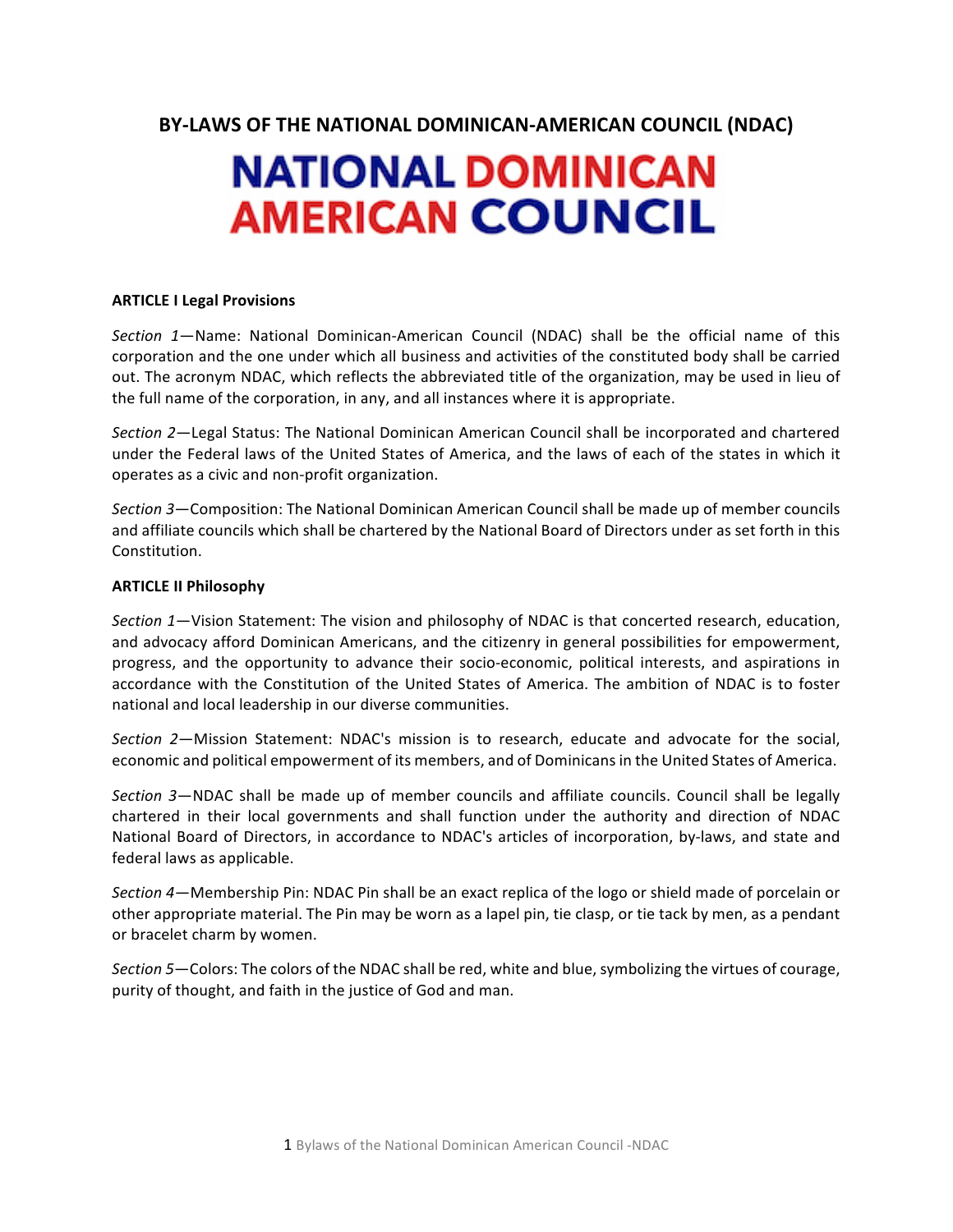# BY-LAWS OF THE NATIONAL DOMINICAN-AMERICAN COUNCIL (NDAC)

**NATIONAL DOMINICAN AMERICAN COUNCIL**

## ARTICLE I Legal Provisions

*Section 1*—Name: National Dominican-American Council (NDAC) shall be the official name of this corporation and the one under which all business and activities of the constituted body shall be carried out. The acronym NDAC, which reflects the abbreviated title of the organization, may be used in lieu of the full name of the corporation, in any, and all instances where it is appropriate.

*Section 2*—Legal Status: The National Dominican American Council shall be incorporated and chartered under the Federal laws of the United States of America, and the laws of each of the states in which it operates as a civic and non-profit organization.

*Section 3*—Composition: The National Dominican American Council shall be made up of member councils and affiliate councils which shall be chartered by the National Board of Directors under as set forth in this Constitution.

## ARTICLE II Philosophy

*Section 1*—Vision Statement: The vision and philosophy of NDAC is that concerted research, education, and advocacy afford Dominican Americans, and the citizenry in general possibilities for empowerment, progress, and the opportunity to advance their socio-economic, political interests, and aspirations in accordance with the Constitution of the United States of America. The ambition of NDAC is to foster national and local leadership in our diverse communities.

*Section 2*—Mission Statement: NDAC's mission is to research, educate and advocate for the social, economic and political empowerment of its members, and of Dominicans in the United States of America.

*Section 3*—NDAC shall be made up of member councils and affiliate councils. Council shall be legally chartered in their local governments and shall function under the authority and direction of NDAC National Board of Directors, in accordance to NDAC's articles of incorporation, by-laws, and state and federal laws as applicable.

*Section 4*—Membership Pin: NDAC Pin shall be an exact replica of the logo or shield made of porcelain or other appropriate material. The Pin may be worn as a lapel pin, tie clasp, or tie tack by men, as a pendant or bracelet charm by women.

*Section 5*—Colors: The colors of the NDAC shall be red, white and blue, symbolizing the virtues of courage, purity of thought, and faith in the justice of God and man.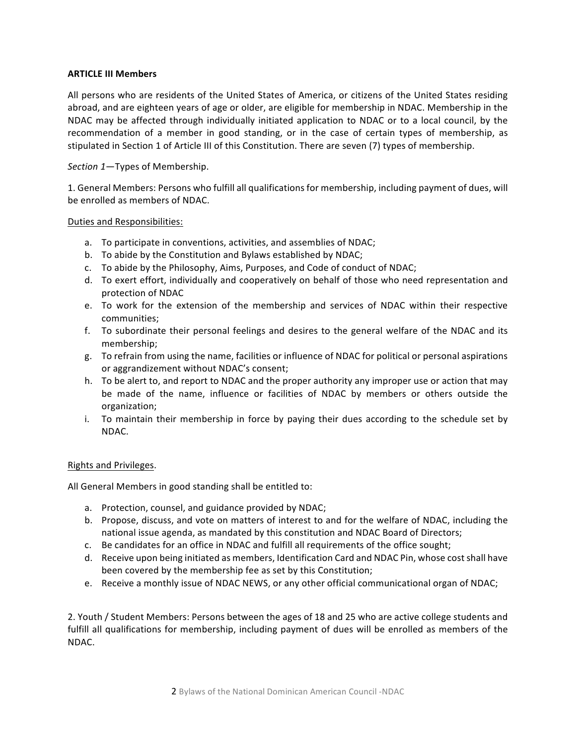**ARTICLE III Members**

All persons who are residents of the United States of America, or citizens of the United States residing abroad, and are eighteen years of age or older, are eligible for membership in NDAC. Membership in the NDAC may be affected through individually initiated application to NDAC or to a local council, by the recommendation of a member in good standing, or in the case of certain types of membership, as stipulated in Section 1 of Article III of this Constitution. There are seven (7) types of membership.

*Section 1*—Types of Membership.

1. General Members: Persons who fulfill all qualifications for membership, including payment of dues, will be enrolled as members of NDAC.

<u>Duties and Responsibilities:</u>

a. To participate in conventions, activities, and assemblies of NDAC;
b. To abide by the Constitution and Bylaws established by NDAC;
c. To abide by the Philosophy, Aims, Purposes, and Code of conduct of NDAC;
d. To exert effort, individually and cooperatively on behalf of those who need representation and protection of NDAC
e. To work for the extension of the membership and services of NDAC within their respective communities;
f. To subordinate their personal feelings and desires to the general welfare of the NDAC and its membership;
g. To refrain from using the name, facilities or influence of NDAC for political or personal aspirations or aggrandizement without NDAC's consent;
h. To be alert to, and report to NDAC and the proper authority any improper use or action that may be made of the name, influence or facilities of NDAC by members or others outside the organization;
i. To maintain their membership in force by paying their dues according to the schedule set by NDAC.

<u>Rights and Privileges</u>.

All General Members in good standing shall be entitled to:

a. Protection, counsel, and guidance provided by NDAC;
b. Propose, discuss, and vote on matters of interest to and for the welfare of NDAC, including the national issue agenda, as mandated by this constitution and NDAC Board of Directors;
c. Be candidates for an office in NDAC and fulfill all requirements of the office sought;
d. Receive upon being initiated as members, Identification Card and NDAC Pin, whose cost shall have been covered by the membership fee as set by this Constitution;
e. Receive a monthly issue of NDAC NEWS, or any other official communicational organ of NDAC;

2. Youth / Student Members: Persons between the ages of 18 and 25 who are active college students and fulfill all qualifications for membership, including payment of dues will be enrolled as members of the NDAC.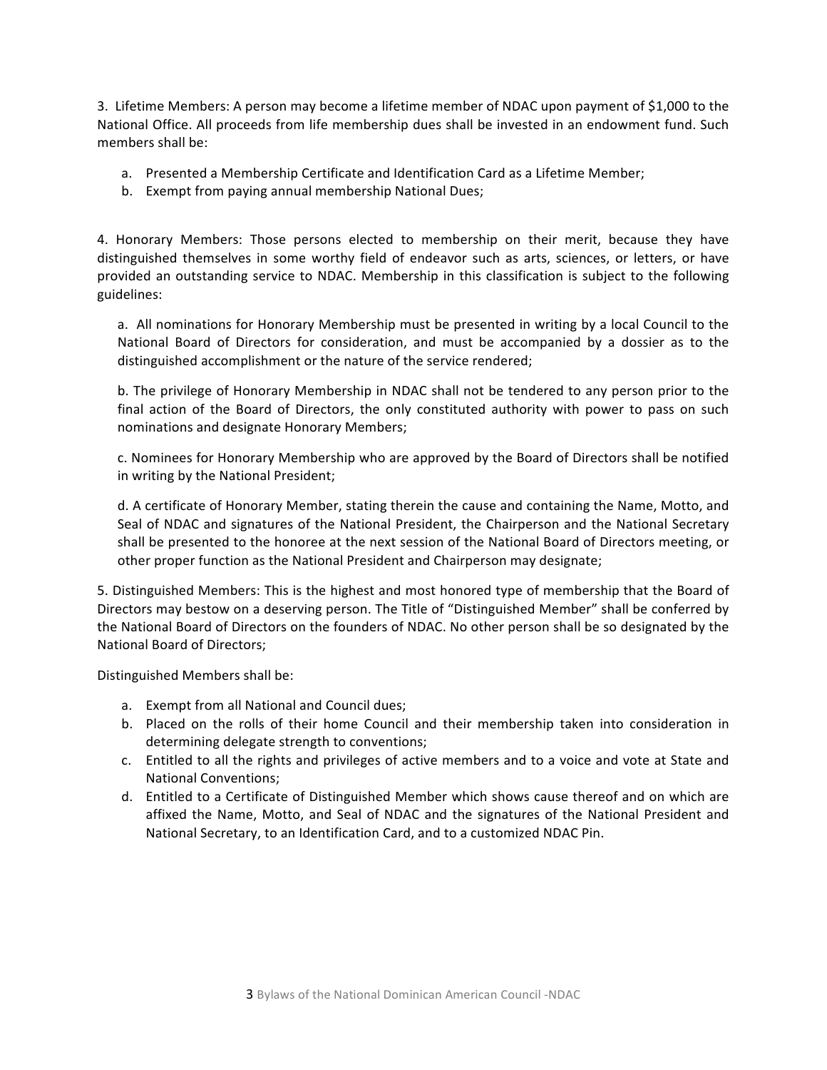3. Lifetime Members: A person may become a lifetime member of NDAC upon payment of $1,000 to the National Office. All proceeds from life membership dues shall be invested in an endowment fund. Such members shall be:

a. Presented a Membership Certificate and Identification Card as a Lifetime Member;
b. Exempt from paying annual membership National Dues;

4. Honorary Members: Those persons elected to membership on their merit, because they have distinguished themselves in some worthy field of endeavor such as arts, sciences, or letters, or have provided an outstanding service to NDAC. Membership in this classification is subject to the following guidelines:

a. All nominations for Honorary Membership must be presented in writing by a local Council to the National Board of Directors for consideration, and must be accompanied by a dossier as to the distinguished accomplishment or the nature of the service rendered;

b. The privilege of Honorary Membership in NDAC shall not be tendered to any person prior to the final action of the Board of Directors, the only constituted authority with power to pass on such nominations and designate Honorary Members;

c. Nominees for Honorary Membership who are approved by the Board of Directors shall be notified in writing by the National President;

d. A certificate of Honorary Member, stating therein the cause and containing the Name, Motto, and Seal of NDAC and signatures of the National President, the Chairperson and the National Secretary shall be presented to the honoree at the next session of the National Board of Directors meeting, or other proper function as the National President and Chairperson may designate;

5. Distinguished Members: This is the highest and most honored type of membership that the Board of Directors may bestow on a deserving person. The Title of "Distinguished Member" shall be conferred by the National Board of Directors on the founders of NDAC. No other person shall be so designated by the National Board of Directors;

Distinguished Members shall be:

a. Exempt from all National and Council dues;
b. Placed on the rolls of their home Council and their membership taken into consideration in determining delegate strength to conventions;
c. Entitled to all the rights and privileges of active members and to a voice and vote at State and National Conventions;
d. Entitled to a Certificate of Distinguished Member which shows cause thereof and on which are affixed the Name, Motto, and Seal of NDAC and the signatures of the National President and National Secretary, to an Identification Card, and to a customized NDAC Pin.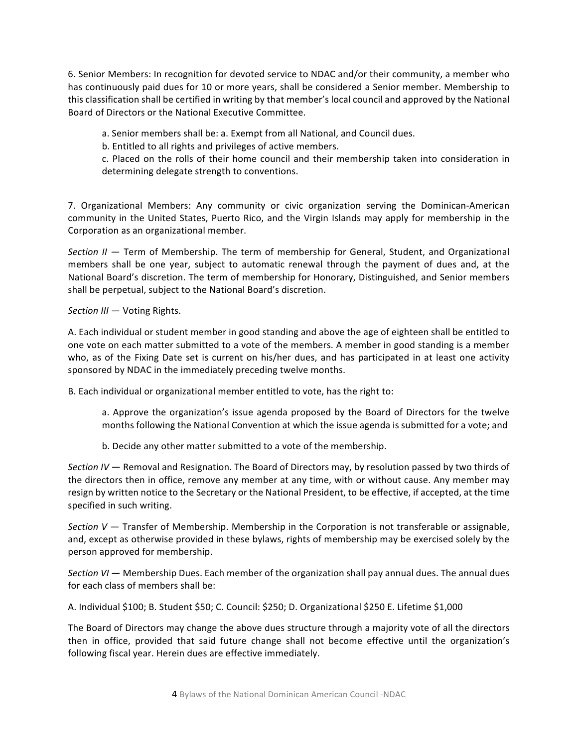6. Senior Members: In recognition for devoted service to NDAC and/or their community, a member who has continuously paid dues for 10 or more years, shall be considered a Senior member. Membership to this classification shall be certified in writing by that member's local council and approved by the National Board of Directors or the National Executive Committee.

> a. Senior members shall be: a. Exempt from all National, and Council dues.
>
> b. Entitled to all rights and privileges of active members.
>
> c. Placed on the rolls of their home council and their membership taken into consideration in determining delegate strength to conventions.

7. Organizational Members: Any community or civic organization serving the Dominican-American community in the United States, Puerto Rico, and the Virgin Islands may apply for membership in the Corporation as an organizational member.

*Section II* — Term of Membership. The term of membership for General, Student, and Organizational members shall be one year, subject to automatic renewal through the payment of dues and, at the National Board's discretion. The term of membership for Honorary, Distinguished, and Senior members shall be perpetual, subject to the National Board's discretion.

*Section III* — Voting Rights.

A. Each individual or student member in good standing and above the age of eighteen shall be entitled to one vote on each matter submitted to a vote of the members. A member in good standing is a member who, as of the Fixing Date set is current on his/her dues, and has participated in at least one activity sponsored by NDAC in the immediately preceding twelve months.

B. Each individual or organizational member entitled to vote, has the right to:

> a. Approve the organization's issue agenda proposed by the Board of Directors for the twelve months following the National Convention at which the issue agenda is submitted for a vote; and
>
> b. Decide any other matter submitted to a vote of the membership.

*Section IV* — Removal and Resignation. The Board of Directors may, by resolution passed by two thirds of the directors then in office, remove any member at any time, with or without cause. Any member may resign by written notice to the Secretary or the National President, to be effective, if accepted, at the time specified in such writing.

*Section V* — Transfer of Membership. Membership in the Corporation is not transferable or assignable, and, except as otherwise provided in these bylaws, rights of membership may be exercised solely by the person approved for membership.

*Section VI* — Membership Dues. Each member of the organization shall pay annual dues. The annual dues for each class of members shall be:

A. Individual $100; B. Student $50; C. Council: $250; D. Organizational $250 E. Lifetime $1,000

The Board of Directors may change the above dues structure through a majority vote of all the directors then in office, provided that said future change shall not become effective until the organization's following fiscal year. Herein dues are effective immediately.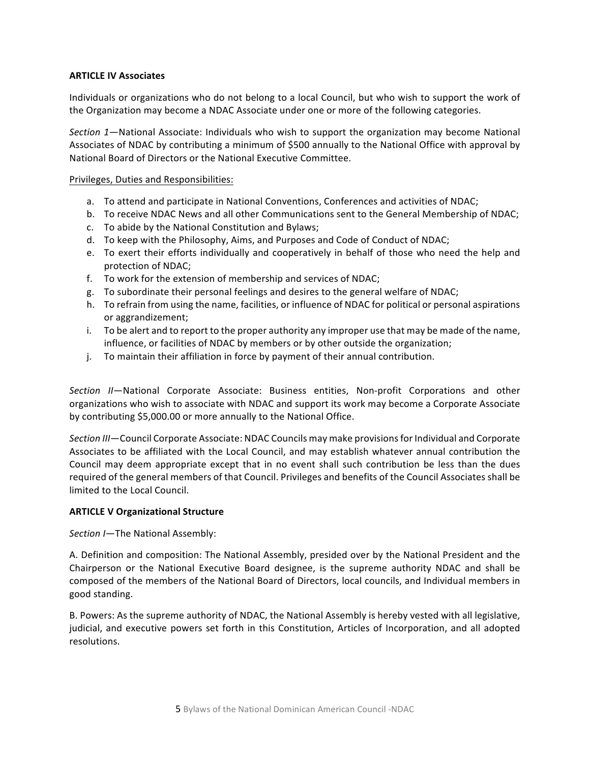**ARTICLE IV Associates**

Individuals or organizations who do not belong to a local Council, but who wish to support the work of the Organization may become a NDAC Associate under one or more of the following categories.

*Section 1*—National Associate: Individuals who wish to support the organization may become National Associates of NDAC by contributing a minimum of $500 annually to the National Office with approval by National Board of Directors or the National Executive Committee.

<u>Privileges, Duties and Responsibilities:</u>

a. To attend and participate in National Conventions, Conferences and activities of NDAC;
b. To receive NDAC News and all other Communications sent to the General Membership of NDAC;
c. To abide by the National Constitution and Bylaws;
d. To keep with the Philosophy, Aims, and Purposes and Code of Conduct of NDAC;
e. To exert their efforts individually and cooperatively in behalf of those who need the help and protection of NDAC;
f. To work for the extension of membership and services of NDAC;
g. To subordinate their personal feelings and desires to the general welfare of NDAC;
h. To refrain from using the name, facilities, or influence of NDAC for political or personal aspirations or aggrandizement;
i. To be alert and to report to the proper authority any improper use that may be made of the name, influence, or facilities of NDAC by members or by other outside the organization;
j. To maintain their affiliation in force by payment of their annual contribution.

*Section II*—National Corporate Associate: Business entities, Non-profit Corporations and other organizations who wish to associate with NDAC and support its work may become a Corporate Associate by contributing $5,000.00 or more annually to the National Office.

*Section III*—Council Corporate Associate: NDAC Councils may make provisions for Individual and Corporate Associates to be affiliated with the Local Council, and may establish whatever annual contribution the Council may deem appropriate except that in no event shall such contribution be less than the dues required of the general members of that Council. Privileges and benefits of the Council Associates shall be limited to the Local Council.

**ARTICLE V Organizational Structure**

*Section I*—The National Assembly:

A. Definition and composition: The National Assembly, presided over by the National President and the Chairperson or the National Executive Board designee, is the supreme authority NDAC and shall be composed of the members of the National Board of Directors, local councils, and Individual members in good standing.

B. Powers: As the supreme authority of NDAC, the National Assembly is hereby vested with all legislative, judicial, and executive powers set forth in this Constitution, Articles of Incorporation, and all adopted resolutions.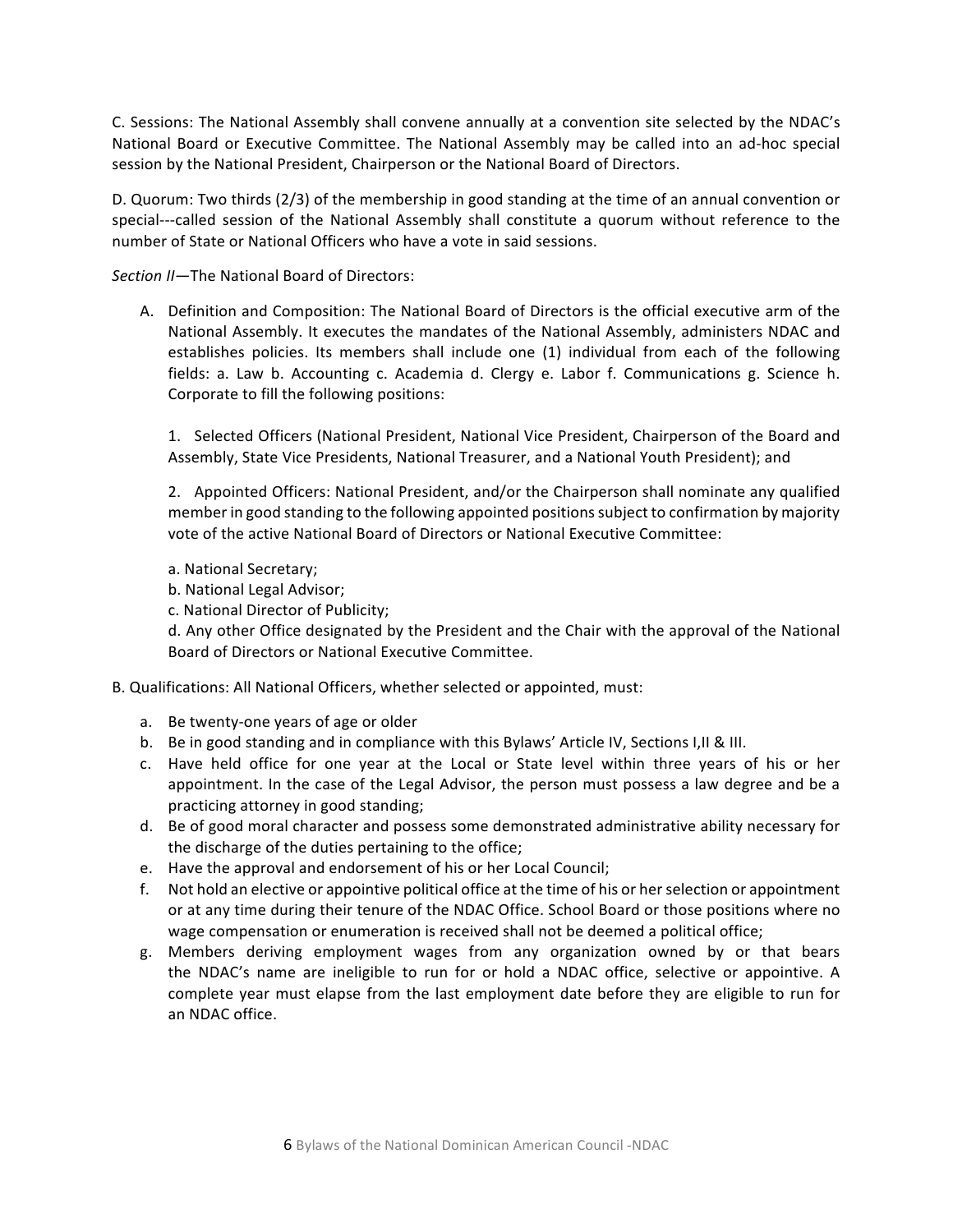C. Sessions: The National Assembly shall convene annually at a convention site selected by the NDAC's National Board or Executive Committee. The National Assembly may be called into an ad-hoc special session by the National President, Chairperson or the National Board of Directors.

D. Quorum: Two thirds (2/3) of the membership in good standing at the time of an annual convention or special---called session of the National Assembly shall constitute a quorum without reference to the number of State or National Officers who have a vote in said sessions.

*Section II*—The National Board of Directors:

A. Definition and Composition: The National Board of Directors is the official executive arm of the National Assembly. It executes the mandates of the National Assembly, administers NDAC and establishes policies. Its members shall include one (1) individual from each of the following fields: a. Law b. Accounting c. Academia d. Clergy e. Labor f. Communications g. Science h. Corporate to fill the following positions:

   1. Selected Officers (National President, National Vice President, Chairperson of the Board and Assembly, State Vice Presidents, National Treasurer, and a National Youth President); and

   2. Appointed Officers: National President, and/or the Chairperson shall nominate any qualified member in good standing to the following appointed positions subject to confirmation by majority vote of the active National Board of Directors or National Executive Committee:

   a. National Secretary;
   b. National Legal Advisor;
   c. National Director of Publicity;
   d. Any other Office designated by the President and the Chair with the approval of the National Board of Directors or National Executive Committee.

B. Qualifications: All National Officers, whether selected or appointed, must:

   a. Be twenty-one years of age or older
   b. Be in good standing and in compliance with this Bylaws' Article IV, Sections I,II & III.
   c. Have held office for one year at the Local or State level within three years of his or her appointment. In the case of the Legal Advisor, the person must possess a law degree and be a practicing attorney in good standing;
   d. Be of good moral character and possess some demonstrated administrative ability necessary for the discharge of the duties pertaining to the office;
   e. Have the approval and endorsement of his or her Local Council;
   f. Not hold an elective or appointive political office at the time of his or her selection or appointment or at any time during their tenure of the NDAC Office. School Board or those positions where no wage compensation or enumeration is received shall not be deemed a political office;
   g. Members deriving employment wages from any organization owned by or that bears the NDAC's name are ineligible to run for or hold a NDAC office, selective or appointive. A complete year must elapse from the last employment date before they are eligible to run for an NDAC office.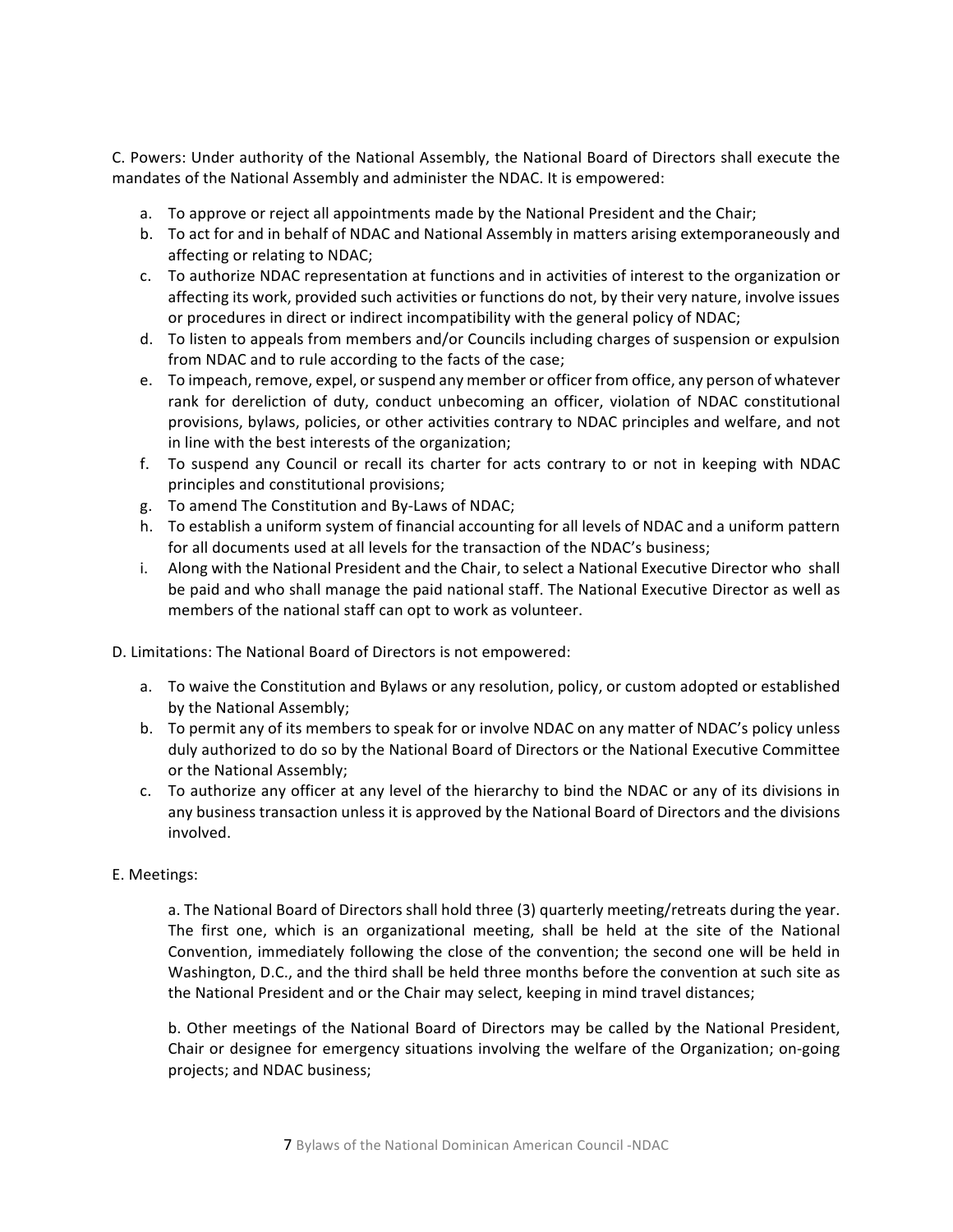C. Powers: Under authority of the National Assembly, the National Board of Directors shall execute the mandates of the National Assembly and administer the NDAC. It is empowered:

a. To approve or reject all appointments made by the National President and the Chair;
b. To act for and in behalf of NDAC and National Assembly in matters arising extemporaneously and affecting or relating to NDAC;
c. To authorize NDAC representation at functions and in activities of interest to the organization or affecting its work, provided such activities or functions do not, by their very nature, involve issues or procedures in direct or indirect incompatibility with the general policy of NDAC;
d. To listen to appeals from members and/or Councils including charges of suspension or expulsion from NDAC and to rule according to the facts of the case;
e. To impeach, remove, expel, or suspend any member or officer from office, any person of whatever rank for dereliction of duty, conduct unbecoming an officer, violation of NDAC constitutional provisions, bylaws, policies, or other activities contrary to NDAC principles and welfare, and not in line with the best interests of the organization;
f. To suspend any Council or recall its charter for acts contrary to or not in keeping with NDAC principles and constitutional provisions;
g. To amend The Constitution and By-Laws of NDAC;
h. To establish a uniform system of financial accounting for all levels of NDAC and a uniform pattern for all documents used at all levels for the transaction of the NDAC's business;
i. Along with the National President and the Chair, to select a National Executive Director who shall be paid and who shall manage the paid national staff. The National Executive Director as well as members of the national staff can opt to work as volunteer.

D. Limitations: The National Board of Directors is not empowered:

a. To waive the Constitution and Bylaws or any resolution, policy, or custom adopted or established by the National Assembly;
b. To permit any of its members to speak for or involve NDAC on any matter of NDAC's policy unless duly authorized to do so by the National Board of Directors or the National Executive Committee or the National Assembly;
c. To authorize any officer at any level of the hierarchy to bind the NDAC or any of its divisions in any business transaction unless it is approved by the National Board of Directors and the divisions involved.

E. Meetings:

a. The National Board of Directors shall hold three (3) quarterly meeting/retreats during the year. The first one, which is an organizational meeting, shall be held at the site of the National Convention, immediately following the close of the convention; the second one will be held in Washington, D.C., and the third shall be held three months before the convention at such site as the National President and or the Chair may select, keeping in mind travel distances;

b. Other meetings of the National Board of Directors may be called by the National President, Chair or designee for emergency situations involving the welfare of the Organization; on-going projects; and NDAC business;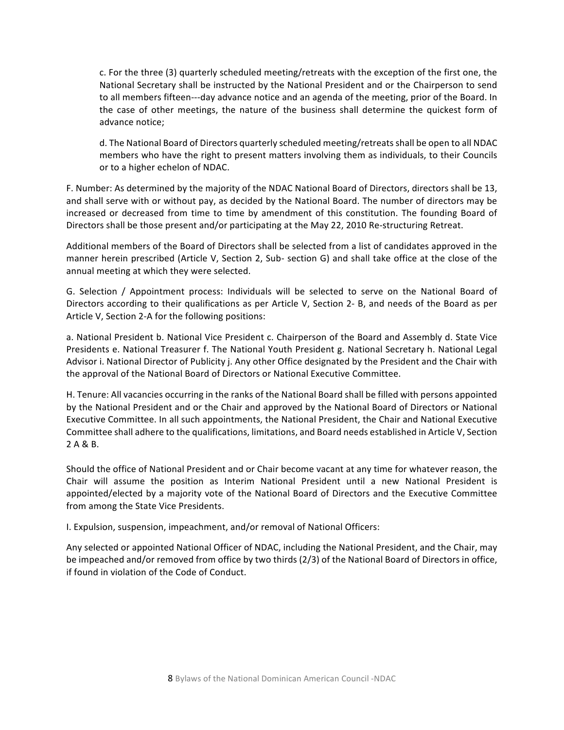c. For the three (3) quarterly scheduled meeting/retreats with the exception of the first one, the National Secretary shall be instructed by the National President and or the Chairperson to send to all members fifteen---day advance notice and an agenda of the meeting, prior of the Board. In the case of other meetings, the nature of the business shall determine the quickest form of advance notice;

d. The National Board of Directors quarterly scheduled meeting/retreats shall be open to all NDAC members who have the right to present matters involving them as individuals, to their Councils or to a higher echelon of NDAC.

F. Number: As determined by the majority of the NDAC National Board of Directors, directors shall be 13, and shall serve with or without pay, as decided by the National Board. The number of directors may be increased or decreased from time to time by amendment of this constitution. The founding Board of Directors shall be those present and/or participating at the May 22, 2010 Re-structuring Retreat.

Additional members of the Board of Directors shall be selected from a list of candidates approved in the manner herein prescribed (Article V, Section 2, Sub- section G) and shall take office at the close of the annual meeting at which they were selected.

G. Selection / Appointment process: Individuals will be selected to serve on the National Board of Directors according to their qualifications as per Article V, Section 2- B, and needs of the Board as per Article V, Section 2-A for the following positions:

a. National President b. National Vice President c. Chairperson of the Board and Assembly d. State Vice Presidents e. National Treasurer f. The National Youth President g. National Secretary h. National Legal Advisor i. National Director of Publicity j. Any other Office designated by the President and the Chair with the approval of the National Board of Directors or National Executive Committee.

H. Tenure: All vacancies occurring in the ranks of the National Board shall be filled with persons appointed by the National President and or the Chair and approved by the National Board of Directors or National Executive Committee. In all such appointments, the National President, the Chair and National Executive Committee shall adhere to the qualifications, limitations, and Board needs established in Article V, Section 2 A & B.

Should the office of National President and or Chair become vacant at any time for whatever reason, the Chair will assume the position as Interim National President until a new National President is appointed/elected by a majority vote of the National Board of Directors and the Executive Committee from among the State Vice Presidents.

I. Expulsion, suspension, impeachment, and/or removal of National Officers:

Any selected or appointed National Officer of NDAC, including the National President, and the Chair, may be impeached and/or removed from office by two thirds (2/3) of the National Board of Directors in office, if found in violation of the Code of Conduct.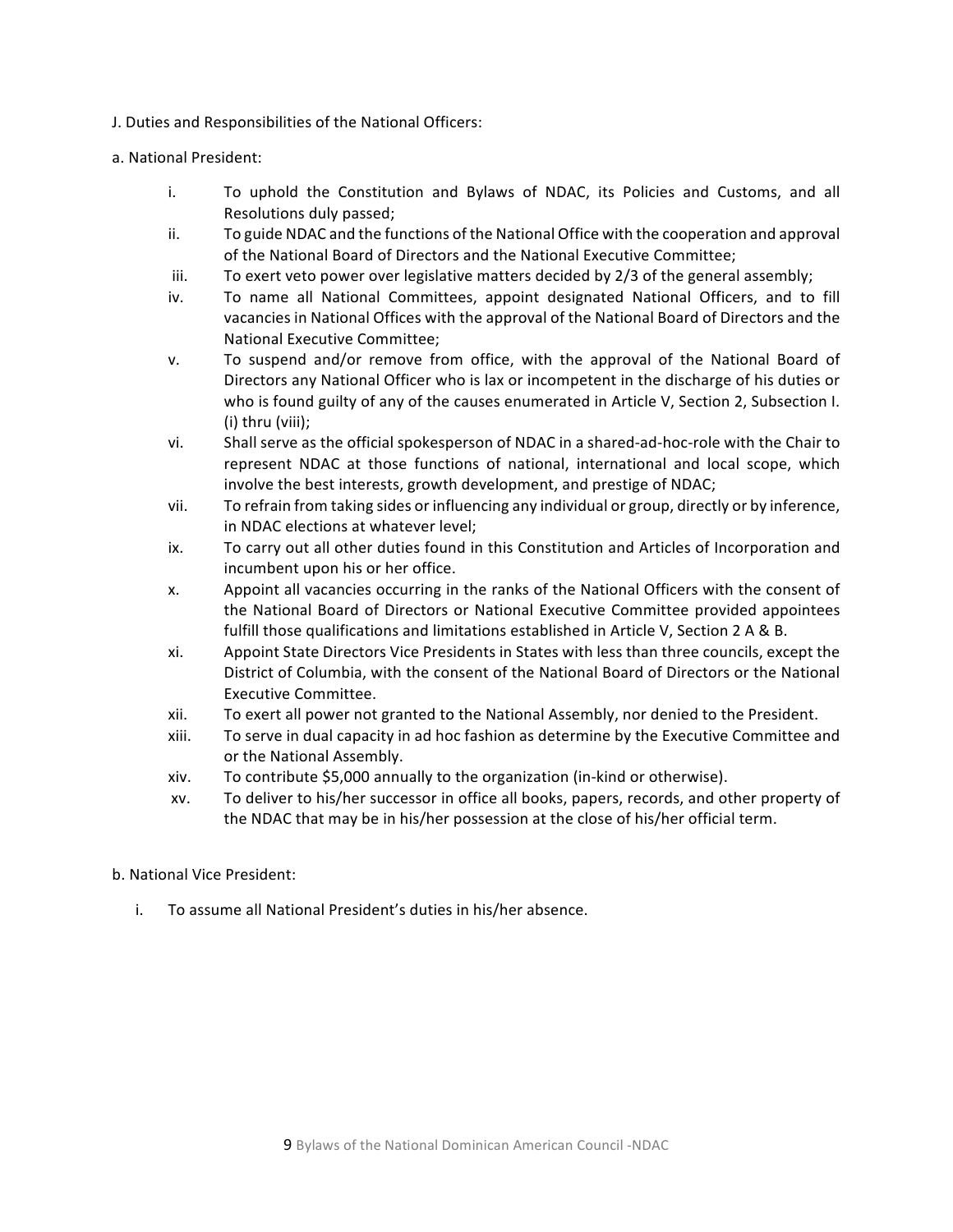J. Duties and Responsibilities of the National Officers:

a. National President:

- i. To uphold the Constitution and Bylaws of NDAC, its Policies and Customs, and all Resolutions duly passed;
- ii. To guide NDAC and the functions of the National Office with the cooperation and approval of the National Board of Directors and the National Executive Committee;
- iii. To exert veto power over legislative matters decided by 2/3 of the general assembly;
- iv. To name all National Committees, appoint designated National Officers, and to fill vacancies in National Offices with the approval of the National Board of Directors and the National Executive Committee;
- v. To suspend and/or remove from office, with the approval of the National Board of Directors any National Officer who is lax or incompetent in the discharge of his duties or who is found guilty of any of the causes enumerated in Article V, Section 2, Subsection I. (i) thru (viii);
- vi. Shall serve as the official spokesperson of NDAC in a shared-ad-hoc-role with the Chair to represent NDAC at those functions of national, international and local scope, which involve the best interests, growth development, and prestige of NDAC;
- vii. To refrain from taking sides or influencing any individual or group, directly or by inference, in NDAC elections at whatever level;
- ix. To carry out all other duties found in this Constitution and Articles of Incorporation and incumbent upon his or her office.
- x. Appoint all vacancies occurring in the ranks of the National Officers with the consent of the National Board of Directors or National Executive Committee provided appointees fulfill those qualifications and limitations established in Article V, Section 2 A & B.
- xi. Appoint State Directors Vice Presidents in States with less than three councils, except the District of Columbia, with the consent of the National Board of Directors or the National Executive Committee.
- xii. To exert all power not granted to the National Assembly, nor denied to the President.
- xiii. To serve in dual capacity in ad hoc fashion as determine by the Executive Committee and or the National Assembly.
- xiv. To contribute $5,000 annually to the organization (in-kind or otherwise).
- xv. To deliver to his/her successor in office all books, papers, records, and other property of the NDAC that may be in his/her possession at the close of his/her official term.

b. National Vice President:

- i. To assume all National President's duties in his/her absence.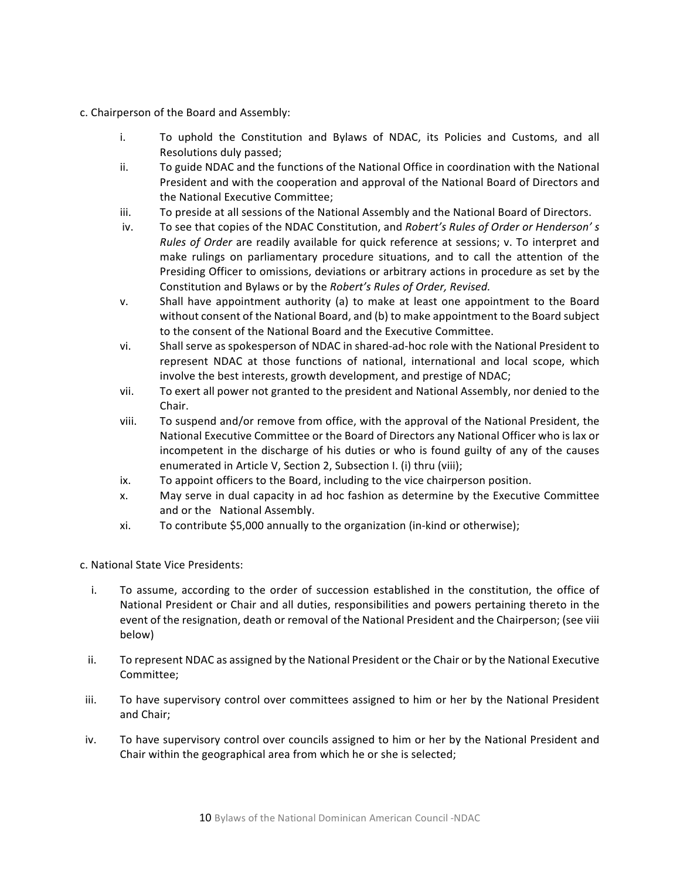c. Chairperson of the Board and Assembly:

i. To uphold the Constitution and Bylaws of NDAC, its Policies and Customs, and all Resolutions duly passed;

ii. To guide NDAC and the functions of the National Office in coordination with the National President and with the cooperation and approval of the National Board of Directors and the National Executive Committee;

iii. To preside at all sessions of the National Assembly and the National Board of Directors.

iv. To see that copies of the NDAC Constitution, and *Robert's Rules of Order or Henderson' s Rules of Order* are readily available for quick reference at sessions; v. To interpret and make rulings on parliamentary procedure situations, and to call the attention of the Presiding Officer to omissions, deviations or arbitrary actions in procedure as set by the Constitution and Bylaws or by the *Robert's Rules of Order, Revised.*

v. Shall have appointment authority (a) to make at least one appointment to the Board without consent of the National Board, and (b) to make appointment to the Board subject to the consent of the National Board and the Executive Committee.

vi. Shall serve as spokesperson of NDAC in shared-ad-hoc role with the National President to represent NDAC at those functions of national, international and local scope, which involve the best interests, growth development, and prestige of NDAC;

vii. To exert all power not granted to the president and National Assembly, nor denied to the Chair.

viii. To suspend and/or remove from office, with the approval of the National President, the National Executive Committee or the Board of Directors any National Officer who is lax or incompetent in the discharge of his duties or who is found guilty of any of the causes enumerated in Article V, Section 2, Subsection I. (i) thru (viii);

ix. To appoint officers to the Board, including to the vice chairperson position.

x. May serve in dual capacity in ad hoc fashion as determine by the Executive Committee and or the National Assembly.

xi. To contribute $5,000 annually to the organization (in-kind or otherwise);

c. National State Vice Presidents:

i. To assume, according to the order of succession established in the constitution, the office of National President or Chair and all duties, responsibilities and powers pertaining thereto in the event of the resignation, death or removal of the National President and the Chairperson; (see viii below)

ii. To represent NDAC as assigned by the National President or the Chair or by the National Executive Committee;

iii. To have supervisory control over committees assigned to him or her by the National President and Chair;

iv. To have supervisory control over councils assigned to him or her by the National President and Chair within the geographical area from which he or she is selected;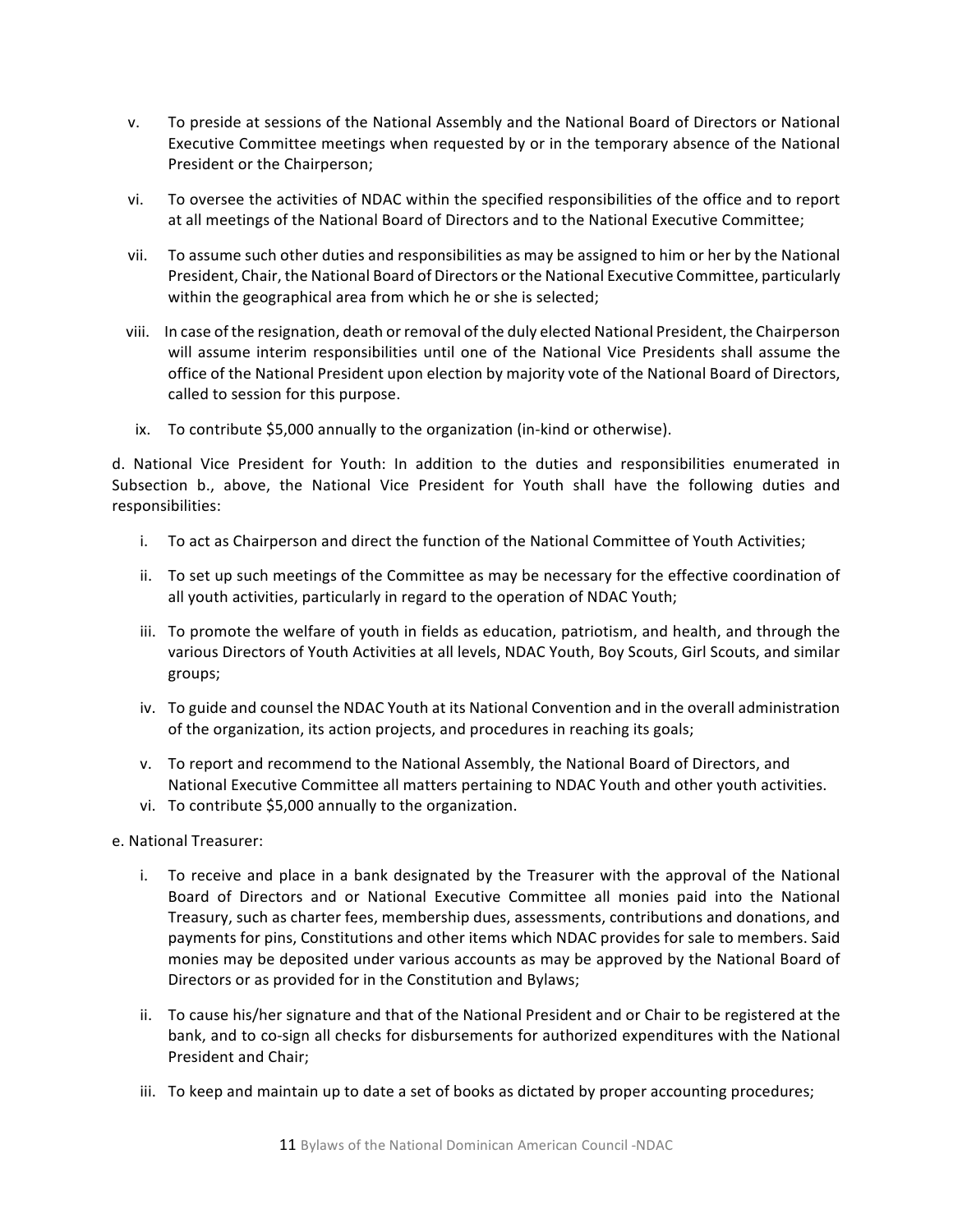v. To preside at sessions of the National Assembly and the National Board of Directors or National Executive Committee meetings when requested by or in the temporary absence of the National President or the Chairperson;

vi. To oversee the activities of NDAC within the specified responsibilities of the office and to report at all meetings of the National Board of Directors and to the National Executive Committee;

vii. To assume such other duties and responsibilities as may be assigned to him or her by the National President, Chair, the National Board of Directors or the National Executive Committee, particularly within the geographical area from which he or she is selected;

viii. In case of the resignation, death or removal of the duly elected National President, the Chairperson will assume interim responsibilities until one of the National Vice Presidents shall assume the office of the National President upon election by majority vote of the National Board of Directors, called to session for this purpose.

ix. To contribute $5,000 annually to the organization (in-kind or otherwise).

d. National Vice President for Youth: In addition to the duties and responsibilities enumerated in Subsection b., above, the National Vice President for Youth shall have the following duties and responsibilities:

i. To act as Chairperson and direct the function of the National Committee of Youth Activities;

ii. To set up such meetings of the Committee as may be necessary for the effective coordination of all youth activities, particularly in regard to the operation of NDAC Youth;

iii. To promote the welfare of youth in fields as education, patriotism, and health, and through the various Directors of Youth Activities at all levels, NDAC Youth, Boy Scouts, Girl Scouts, and similar groups;

iv. To guide and counsel the NDAC Youth at its National Convention and in the overall administration of the organization, its action projects, and procedures in reaching its goals;

v. To report and recommend to the National Assembly, the National Board of Directors, and National Executive Committee all matters pertaining to NDAC Youth and other youth activities.

vi. To contribute $5,000 annually to the organization.

e. National Treasurer:

i. To receive and place in a bank designated by the Treasurer with the approval of the National Board of Directors and or National Executive Committee all monies paid into the National Treasury, such as charter fees, membership dues, assessments, contributions and donations, and payments for pins, Constitutions and other items which NDAC provides for sale to members. Said monies may be deposited under various accounts as may be approved by the National Board of Directors or as provided for in the Constitution and Bylaws;

ii. To cause his/her signature and that of the National President and or Chair to be registered at the bank, and to co-sign all checks for disbursements for authorized expenditures with the National President and Chair;

iii. To keep and maintain up to date a set of books as dictated by proper accounting procedures;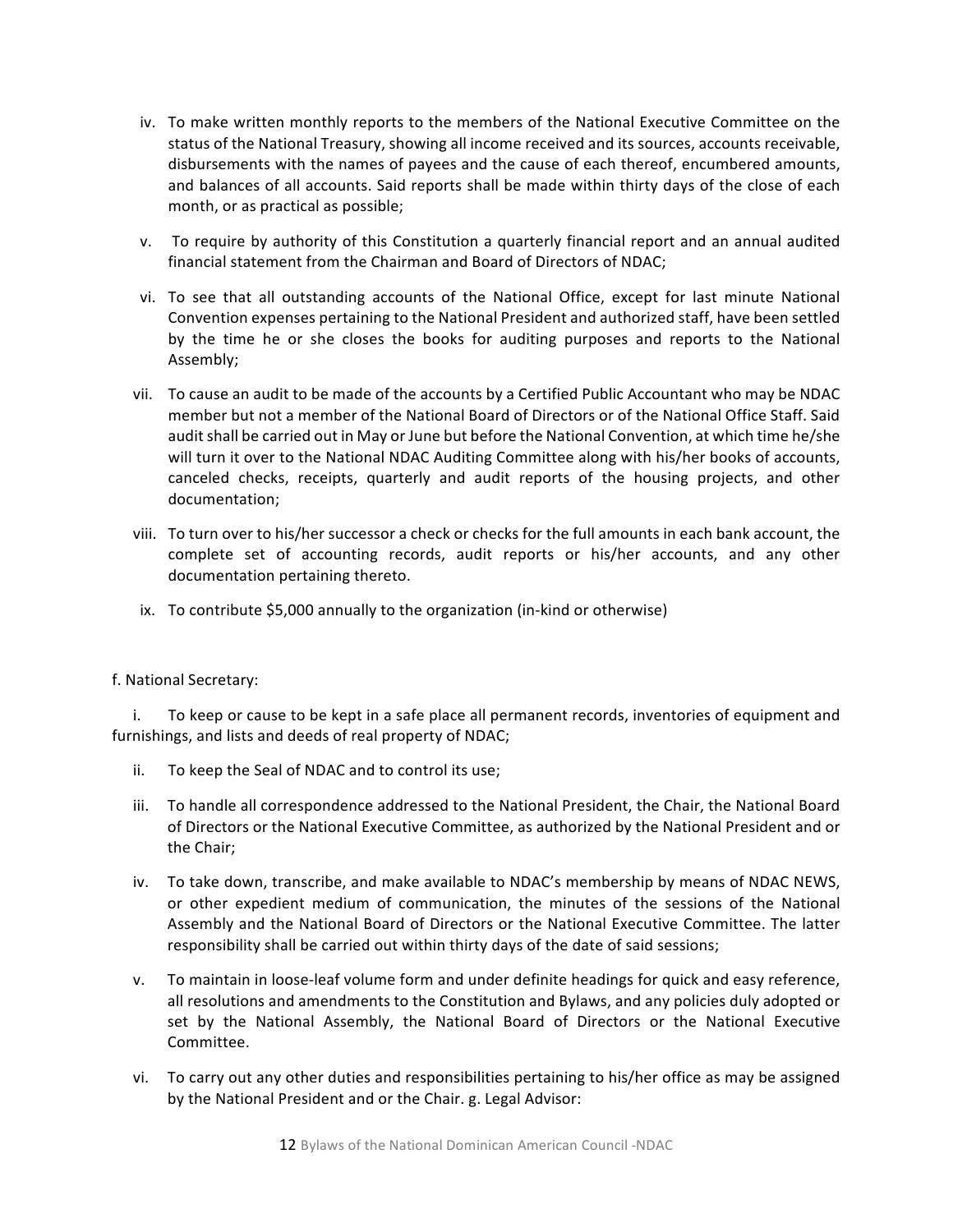iv. To make written monthly reports to the members of the National Executive Committee on the status of the National Treasury, showing all income received and its sources, accounts receivable, disbursements with the names of payees and the cause of each thereof, encumbered amounts, and balances of all accounts. Said reports shall be made within thirty days of the close of each month, or as practical as possible;

v. To require by authority of this Constitution a quarterly financial report and an annual audited financial statement from the Chairman and Board of Directors of NDAC;

vi. To see that all outstanding accounts of the National Office, except for last minute National Convention expenses pertaining to the National President and authorized staff, have been settled by the time he or she closes the books for auditing purposes and reports to the National Assembly;

vii. To cause an audit to be made of the accounts by a Certified Public Accountant who may be NDAC member but not a member of the National Board of Directors or of the National Office Staff. Said audit shall be carried out in May or June but before the National Convention, at which time he/she will turn it over to the National NDAC Auditing Committee along with his/her books of accounts, canceled checks, receipts, quarterly and audit reports of the housing projects, and other documentation;

viii. To turn over to his/her successor a check or checks for the full amounts in each bank account, the complete set of accounting records, audit reports or his/her accounts, and any other documentation pertaining thereto.

ix. To contribute $5,000 annually to the organization (in-kind or otherwise)

f. National Secretary:

i. To keep or cause to be kept in a safe place all permanent records, inventories of equipment and furnishings, and lists and deeds of real property of NDAC;

ii. To keep the Seal of NDAC and to control its use;

iii. To handle all correspondence addressed to the National President, the Chair, the National Board of Directors or the National Executive Committee, as authorized by the National President and or the Chair;

iv. To take down, transcribe, and make available to NDAC's membership by means of NDAC NEWS, or other expedient medium of communication, the minutes of the sessions of the National Assembly and the National Board of Directors or the National Executive Committee. The latter responsibility shall be carried out within thirty days of the date of said sessions;

v. To maintain in loose-leaf volume form and under definite headings for quick and easy reference, all resolutions and amendments to the Constitution and Bylaws, and any policies duly adopted or set by the National Assembly, the National Board of Directors or the National Executive Committee.

vi. To carry out any other duties and responsibilities pertaining to his/her office as may be assigned by the National President and or the Chair. g. Legal Advisor: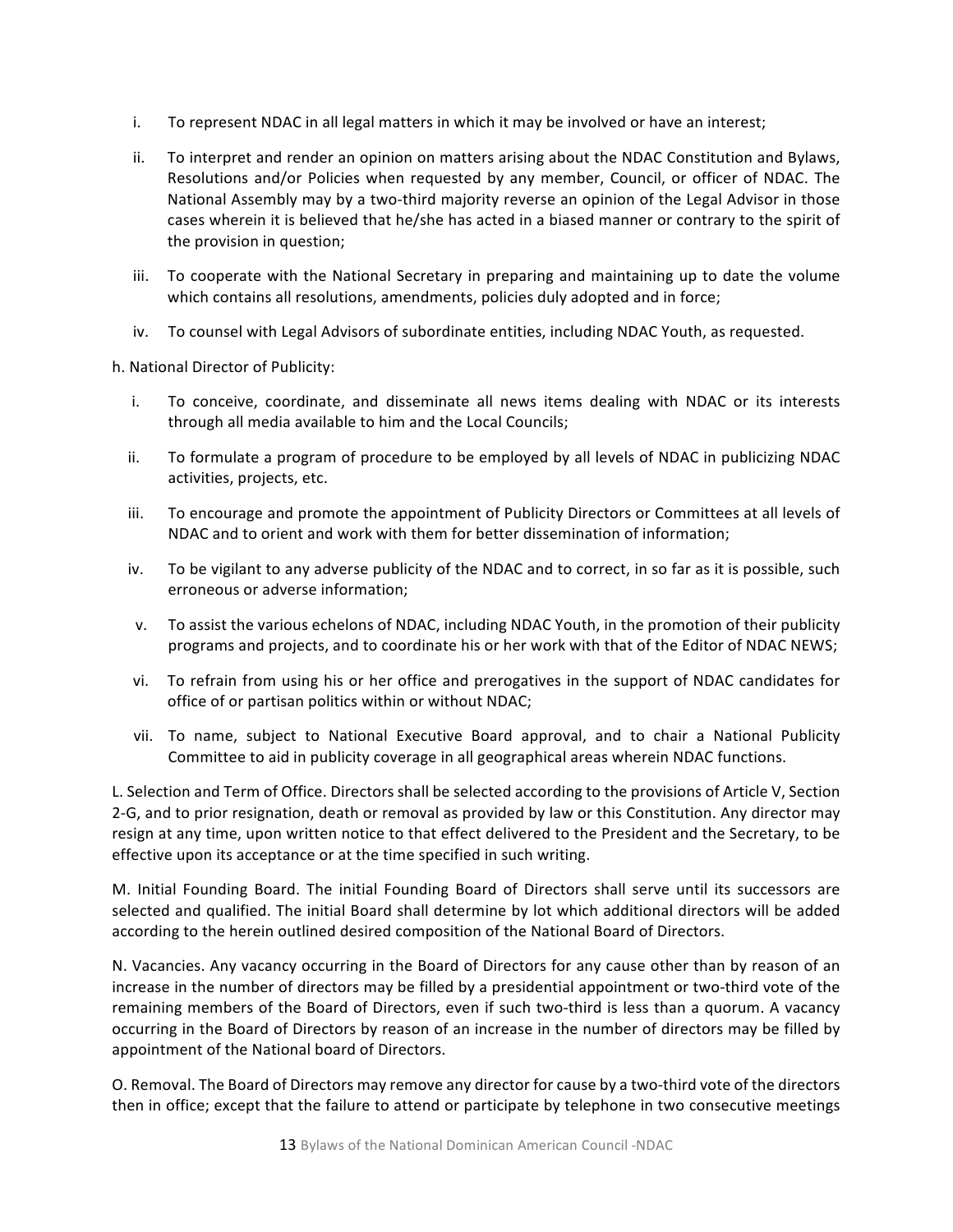i. To represent NDAC in all legal matters in which it may be involved or have an interest;

ii. To interpret and render an opinion on matters arising about the NDAC Constitution and Bylaws, Resolutions and/or Policies when requested by any member, Council, or officer of NDAC. The National Assembly may by a two-third majority reverse an opinion of the Legal Advisor in those cases wherein it is believed that he/she has acted in a biased manner or contrary to the spirit of the provision in question;

iii. To cooperate with the National Secretary in preparing and maintaining up to date the volume which contains all resolutions, amendments, policies duly adopted and in force;

iv. To counsel with Legal Advisors of subordinate entities, including NDAC Youth, as requested.

h. National Director of Publicity:

i. To conceive, coordinate, and disseminate all news items dealing with NDAC or its interests through all media available to him and the Local Councils;

ii. To formulate a program of procedure to be employed by all levels of NDAC in publicizing NDAC activities, projects, etc.

iii. To encourage and promote the appointment of Publicity Directors or Committees at all levels of NDAC and to orient and work with them for better dissemination of information;

iv. To be vigilant to any adverse publicity of the NDAC and to correct, in so far as it is possible, such erroneous or adverse information;

v. To assist the various echelons of NDAC, including NDAC Youth, in the promotion of their publicity programs and projects, and to coordinate his or her work with that of the Editor of NDAC NEWS;

vi. To refrain from using his or her office and prerogatives in the support of NDAC candidates for office of or partisan politics within or without NDAC;

vii. To name, subject to National Executive Board approval, and to chair a National Publicity Committee to aid in publicity coverage in all geographical areas wherein NDAC functions.

L. Selection and Term of Office. Directors shall be selected according to the provisions of Article V, Section 2-G, and to prior resignation, death or removal as provided by law or this Constitution. Any director may resign at any time, upon written notice to that effect delivered to the President and the Secretary, to be effective upon its acceptance or at the time specified in such writing.

M. Initial Founding Board. The initial Founding Board of Directors shall serve until its successors are selected and qualified. The initial Board shall determine by lot which additional directors will be added according to the herein outlined desired composition of the National Board of Directors.

N. Vacancies. Any vacancy occurring in the Board of Directors for any cause other than by reason of an increase in the number of directors may be filled by a presidential appointment or two-third vote of the remaining members of the Board of Directors, even if such two-third is less than a quorum. A vacancy occurring in the Board of Directors by reason of an increase in the number of directors may be filled by appointment of the National board of Directors.

O. Removal. The Board of Directors may remove any director for cause by a two-third vote of the directors then in office; except that the failure to attend or participate by telephone in two consecutive meetings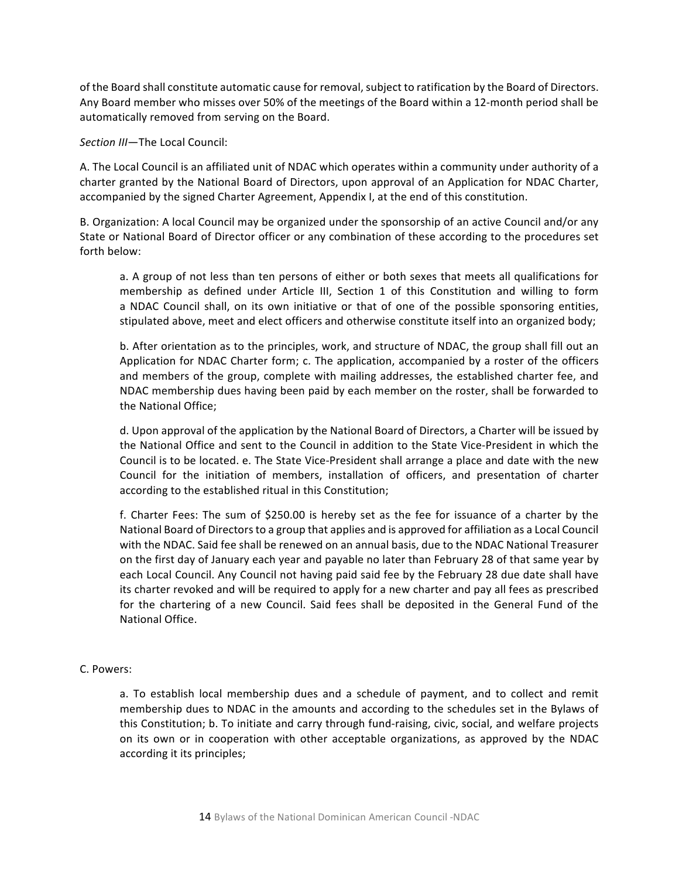of the Board shall constitute automatic cause for removal, subject to ratification by the Board of Directors. Any Board member who misses over 50% of the meetings of the Board within a 12-month period shall be automatically removed from serving on the Board.

*Section III*—The Local Council:

A. The Local Council is an affiliated unit of NDAC which operates within a community under authority of a charter granted by the National Board of Directors, upon approval of an Application for NDAC Charter, accompanied by the signed Charter Agreement, Appendix I, at the end of this constitution.

B. Organization: A local Council may be organized under the sponsorship of an active Council and/or any State or National Board of Director officer or any combination of these according to the procedures set forth below:

> a. A group of not less than ten persons of either or both sexes that meets all qualifications for membership as defined under Article III, Section 1 of this Constitution and willing to form a NDAC Council shall, on its own initiative or that of one of the possible sponsoring entities, stipulated above, meet and elect officers and otherwise constitute itself into an organized body;
>
> b. After orientation as to the principles, work, and structure of NDAC, the group shall fill out an Application for NDAC Charter form; c. The application, accompanied by a roster of the officers and members of the group, complete with mailing addresses, the established charter fee, and NDAC membership dues having been paid by each member on the roster, shall be forwarded to the National Office;
>
> d. Upon approval of the application by the National Board of Directors, a Charter will be issued by the National Office and sent to the Council in addition to the State Vice-President in which the Council is to be located. e. The State Vice-President shall arrange a place and date with the new Council for the initiation of members, installation of officers, and presentation of charter according to the established ritual in this Constitution;
>
> f. Charter Fees: The sum of $250.00 is hereby set as the fee for issuance of a charter by the National Board of Directors to a group that applies and is approved for affiliation as a Local Council with the NDAC. Said fee shall be renewed on an annual basis, due to the NDAC National Treasurer on the first day of January each year and payable no later than February 28 of that same year by each Local Council. Any Council not having paid said fee by the February 28 due date shall have its charter revoked and will be required to apply for a new charter and pay all fees as prescribed for the chartering of a new Council. Said fees shall be deposited in the General Fund of the National Office.

C. Powers:

> a. To establish local membership dues and a schedule of payment, and to collect and remit membership dues to NDAC in the amounts and according to the schedules set in the Bylaws of this Constitution; b. To initiate and carry through fund-raising, civic, social, and welfare projects on its own or in cooperation with other acceptable organizations, as approved by the NDAC according it its principles;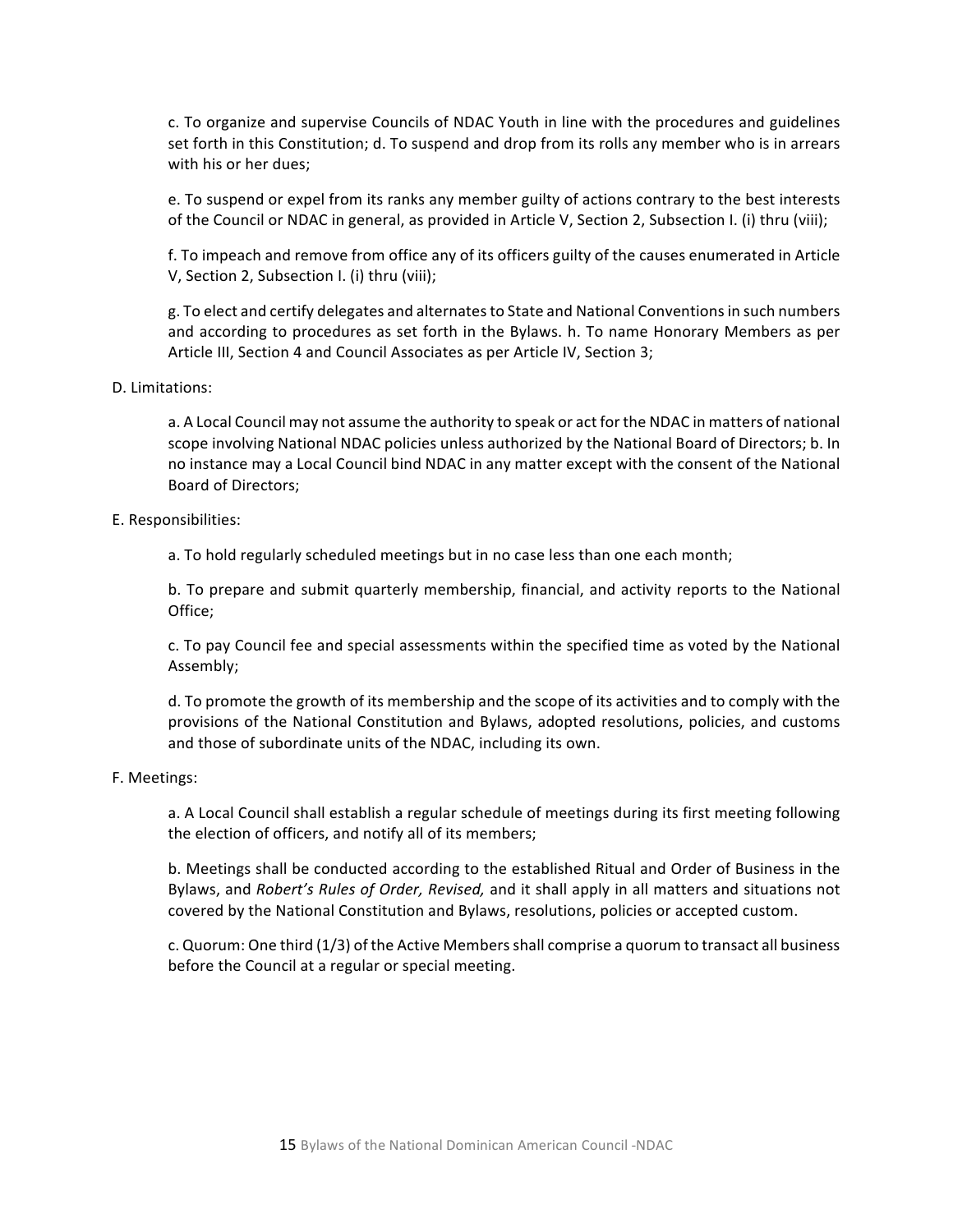c. To organize and supervise Councils of NDAC Youth in line with the procedures and guidelines set forth in this Constitution; d. To suspend and drop from its rolls any member who is in arrears with his or her dues;

e. To suspend or expel from its ranks any member guilty of actions contrary to the best interests of the Council or NDAC in general, as provided in Article V, Section 2, Subsection I. (i) thru (viii);

f. To impeach and remove from office any of its officers guilty of the causes enumerated in Article V, Section 2, Subsection I. (i) thru (viii);

g. To elect and certify delegates and alternates to State and National Conventions in such numbers and according to procedures as set forth in the Bylaws. h. To name Honorary Members as per Article III, Section 4 and Council Associates as per Article IV, Section 3;

D. Limitations:

a. A Local Council may not assume the authority to speak or act for the NDAC in matters of national scope involving National NDAC policies unless authorized by the National Board of Directors; b. In no instance may a Local Council bind NDAC in any matter except with the consent of the National Board of Directors;

E. Responsibilities:

a. To hold regularly scheduled meetings but in no case less than one each month;

b. To prepare and submit quarterly membership, financial, and activity reports to the National Office;

c. To pay Council fee and special assessments within the specified time as voted by the National Assembly;

d. To promote the growth of its membership and the scope of its activities and to comply with the provisions of the National Constitution and Bylaws, adopted resolutions, policies, and customs and those of subordinate units of the NDAC, including its own.

F. Meetings:

a. A Local Council shall establish a regular schedule of meetings during its first meeting following the election of officers, and notify all of its members;

b. Meetings shall be conducted according to the established Ritual and Order of Business in the Bylaws, and *Robert's Rules of Order, Revised,* and it shall apply in all matters and situations not covered by the National Constitution and Bylaws, resolutions, policies or accepted custom.

c. Quorum: One third (1/3) of the Active Members shall comprise a quorum to transact all business before the Council at a regular or special meeting.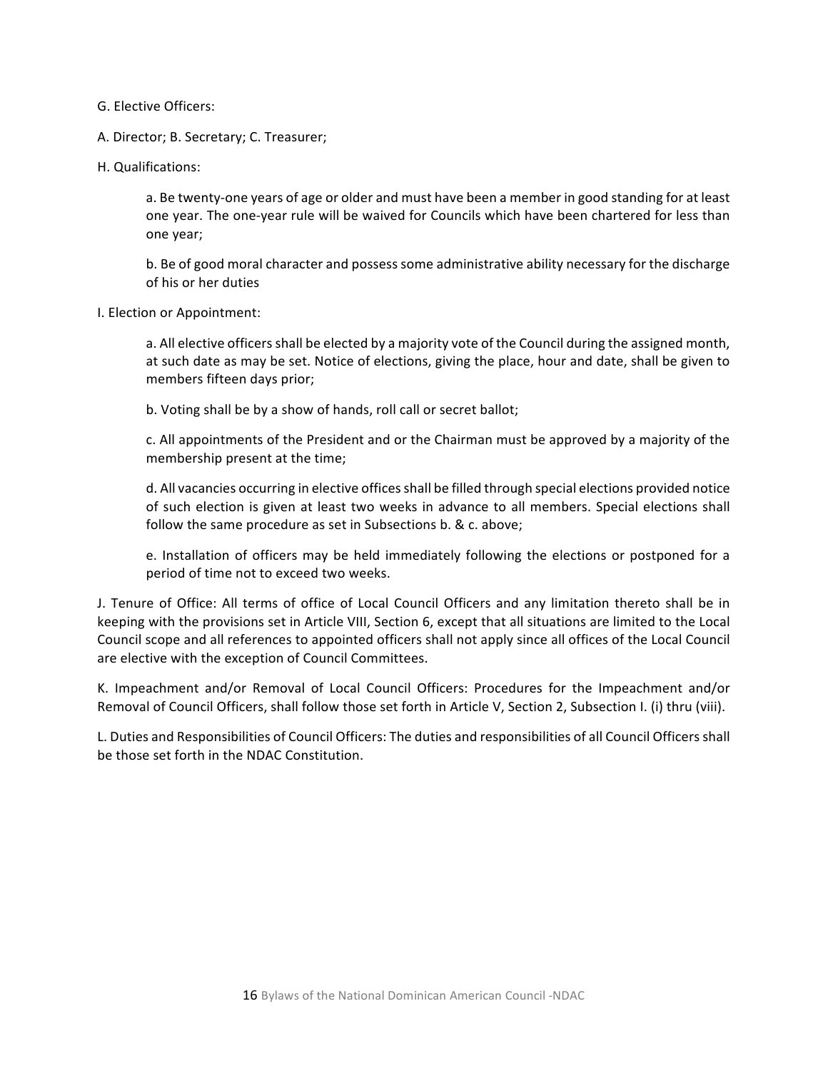G. Elective Officers:

A. Director; B. Secretary; C. Treasurer;

H. Qualifications:

> a. Be twenty-one years of age or older and must have been a member in good standing for at least one year. The one-year rule will be waived for Councils which have been chartered for less than one year;
>
> b. Be of good moral character and possess some administrative ability necessary for the discharge of his or her duties

I. Election or Appointment:

> a. All elective officers shall be elected by a majority vote of the Council during the assigned month, at such date as may be set. Notice of elections, giving the place, hour and date, shall be given to members fifteen days prior;
>
> b. Voting shall be by a show of hands, roll call or secret ballot;
>
> c. All appointments of the President and or the Chairman must be approved by a majority of the membership present at the time;
>
> d. All vacancies occurring in elective offices shall be filled through special elections provided notice of such election is given at least two weeks in advance to all members. Special elections shall follow the same procedure as set in Subsections b. & c. above;
>
> e. Installation of officers may be held immediately following the elections or postponed for a period of time not to exceed two weeks.

J. Tenure of Office: All terms of office of Local Council Officers and any limitation thereto shall be in keeping with the provisions set in Article VIII, Section 6, except that all situations are limited to the Local Council scope and all references to appointed officers shall not apply since all offices of the Local Council are elective with the exception of Council Committees.

K. Impeachment and/or Removal of Local Council Officers: Procedures for the Impeachment and/or Removal of Council Officers, shall follow those set forth in Article V, Section 2, Subsection I. (i) thru (viii).

L. Duties and Responsibilities of Council Officers: The duties and responsibilities of all Council Officers shall be those set forth in the NDAC Constitution.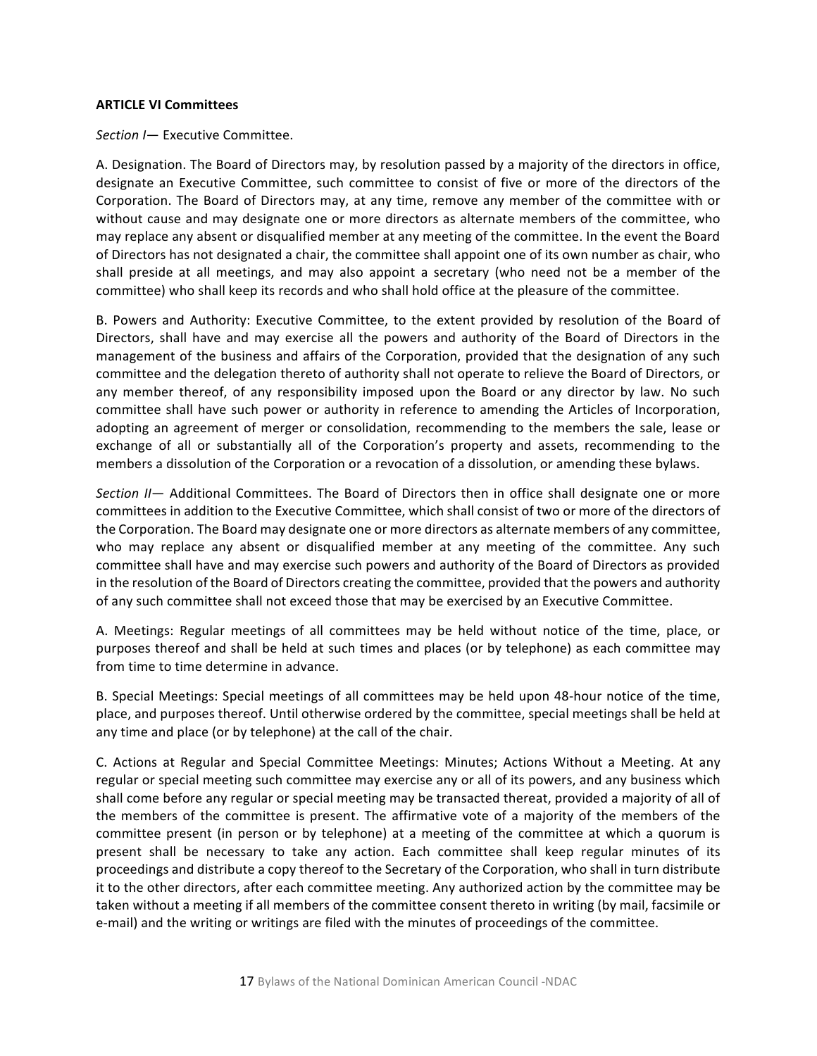**ARTICLE VI Committees**

*Section I*— Executive Committee.

A. Designation. The Board of Directors may, by resolution passed by a majority of the directors in office, designate an Executive Committee, such committee to consist of five or more of the directors of the Corporation. The Board of Directors may, at any time, remove any member of the committee with or without cause and may designate one or more directors as alternate members of the committee, who may replace any absent or disqualified member at any meeting of the committee. In the event the Board of Directors has not designated a chair, the committee shall appoint one of its own number as chair, who shall preside at all meetings, and may also appoint a secretary (who need not be a member of the committee) who shall keep its records and who shall hold office at the pleasure of the committee.

B. Powers and Authority: Executive Committee, to the extent provided by resolution of the Board of Directors, shall have and may exercise all the powers and authority of the Board of Directors in the management of the business and affairs of the Corporation, provided that the designation of any such committee and the delegation thereto of authority shall not operate to relieve the Board of Directors, or any member thereof, of any responsibility imposed upon the Board or any director by law. No such committee shall have such power or authority in reference to amending the Articles of Incorporation, adopting an agreement of merger or consolidation, recommending to the members the sale, lease or exchange of all or substantially all of the Corporation's property and assets, recommending to the members a dissolution of the Corporation or a revocation of a dissolution, or amending these bylaws.

*Section II*— Additional Committees. The Board of Directors then in office shall designate one or more committees in addition to the Executive Committee, which shall consist of two or more of the directors of the Corporation. The Board may designate one or more directors as alternate members of any committee, who may replace any absent or disqualified member at any meeting of the committee. Any such committee shall have and may exercise such powers and authority of the Board of Directors as provided in the resolution of the Board of Directors creating the committee, provided that the powers and authority of any such committee shall not exceed those that may be exercised by an Executive Committee.

A. Meetings: Regular meetings of all committees may be held without notice of the time, place, or purposes thereof and shall be held at such times and places (or by telephone) as each committee may from time to time determine in advance.

B. Special Meetings: Special meetings of all committees may be held upon 48-hour notice of the time, place, and purposes thereof. Until otherwise ordered by the committee, special meetings shall be held at any time and place (or by telephone) at the call of the chair.

C. Actions at Regular and Special Committee Meetings: Minutes; Actions Without a Meeting. At any regular or special meeting such committee may exercise any or all of its powers, and any business which shall come before any regular or special meeting may be transacted thereat, provided a majority of all of the members of the committee is present. The affirmative vote of a majority of the members of the committee present (in person or by telephone) at a meeting of the committee at which a quorum is present shall be necessary to take any action. Each committee shall keep regular minutes of its proceedings and distribute a copy thereof to the Secretary of the Corporation, who shall in turn distribute it to the other directors, after each committee meeting. Any authorized action by the committee may be taken without a meeting if all members of the committee consent thereto in writing (by mail, facsimile or e-mail) and the writing or writings are filed with the minutes of proceedings of the committee.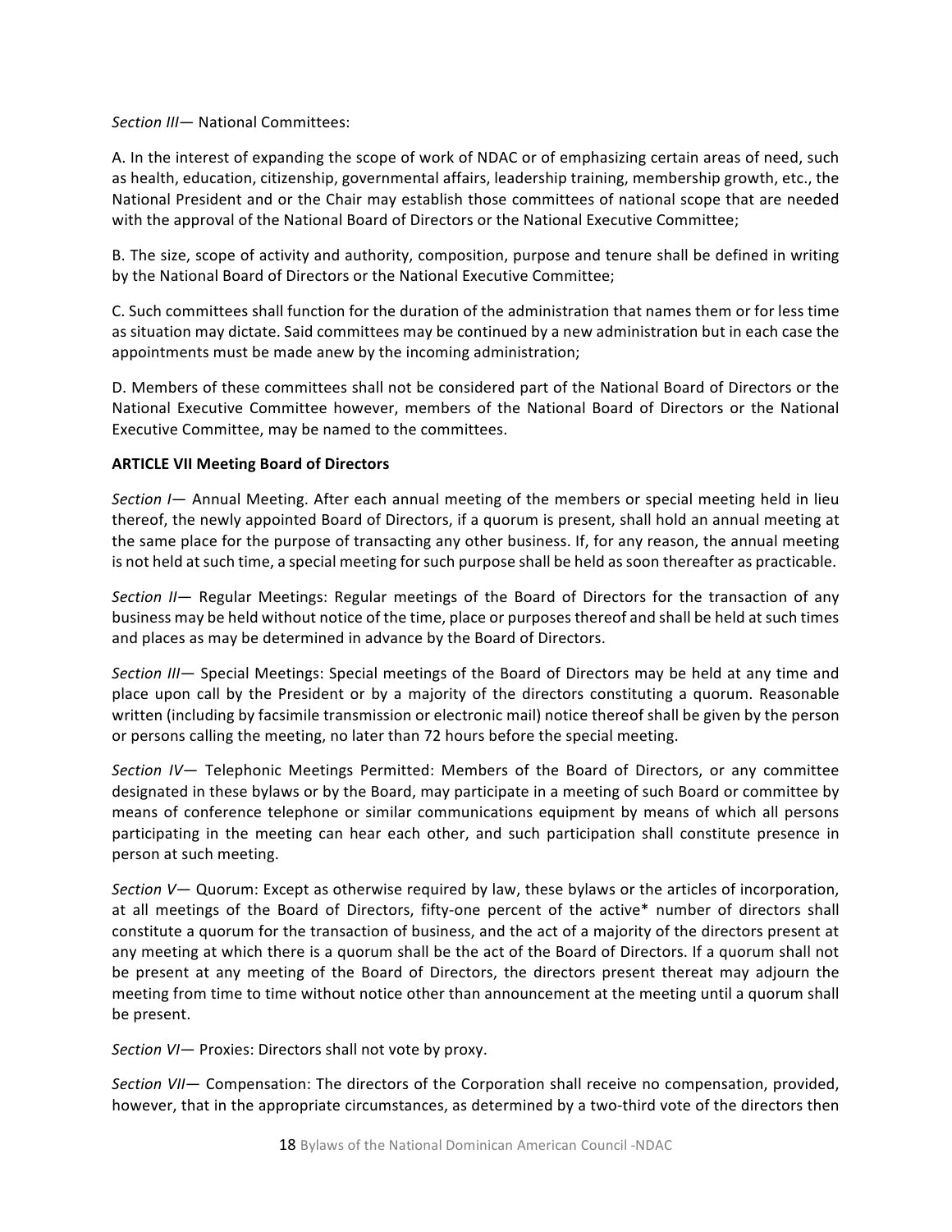*Section III*— National Committees:

A. In the interest of expanding the scope of work of NDAC or of emphasizing certain areas of need, such as health, education, citizenship, governmental affairs, leadership training, membership growth, etc., the National President and or the Chair may establish those committees of national scope that are needed with the approval of the National Board of Directors or the National Executive Committee;

B. The size, scope of activity and authority, composition, purpose and tenure shall be defined in writing by the National Board of Directors or the National Executive Committee;

C. Such committees shall function for the duration of the administration that names them or for less time as situation may dictate. Said committees may be continued by a new administration but in each case the appointments must be made anew by the incoming administration;

D. Members of these committees shall not be considered part of the National Board of Directors or the National Executive Committee however, members of the National Board of Directors or the National Executive Committee, may be named to the committees.

**ARTICLE VII Meeting Board of Directors**

*Section I*— Annual Meeting. After each annual meeting of the members or special meeting held in lieu thereof, the newly appointed Board of Directors, if a quorum is present, shall hold an annual meeting at the same place for the purpose of transacting any other business. If, for any reason, the annual meeting is not held at such time, a special meeting for such purpose shall be held as soon thereafter as practicable.

*Section II*— Regular Meetings: Regular meetings of the Board of Directors for the transaction of any business may be held without notice of the time, place or purposes thereof and shall be held at such times and places as may be determined in advance by the Board of Directors.

*Section III*— Special Meetings: Special meetings of the Board of Directors may be held at any time and place upon call by the President or by a majority of the directors constituting a quorum. Reasonable written (including by facsimile transmission or electronic mail) notice thereof shall be given by the person or persons calling the meeting, no later than 72 hours before the special meeting.

*Section IV*— Telephonic Meetings Permitted: Members of the Board of Directors, or any committee designated in these bylaws or by the Board, may participate in a meeting of such Board or committee by means of conference telephone or similar communications equipment by means of which all persons participating in the meeting can hear each other, and such participation shall constitute presence in person at such meeting.

*Section V*— Quorum: Except as otherwise required by law, these bylaws or the articles of incorporation, at all meetings of the Board of Directors, fifty-one percent of the active* number of directors shall constitute a quorum for the transaction of business, and the act of a majority of the directors present at any meeting at which there is a quorum shall be the act of the Board of Directors. If a quorum shall not be present at any meeting of the Board of Directors, the directors present thereat may adjourn the meeting from time to time without notice other than announcement at the meeting until a quorum shall be present.

*Section VI*— Proxies: Directors shall not vote by proxy.

*Section VII*— Compensation: The directors of the Corporation shall receive no compensation, provided, however, that in the appropriate circumstances, as determined by a two-third vote of the directors then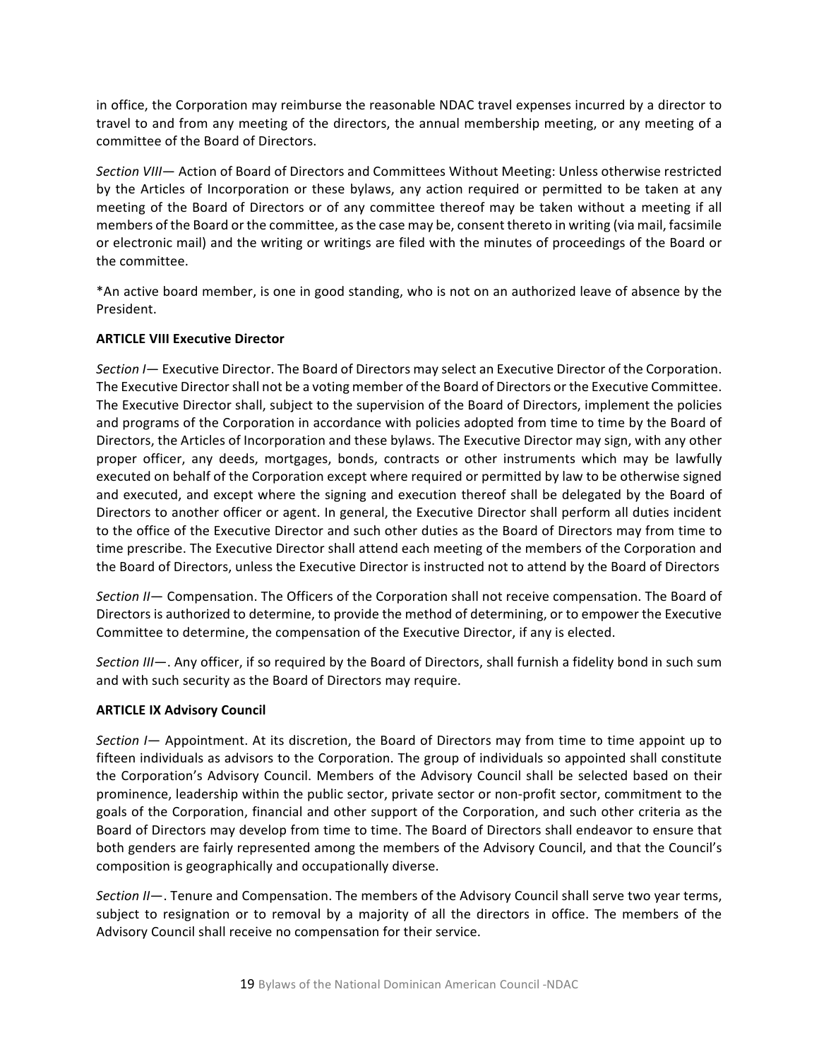in office, the Corporation may reimburse the reasonable NDAC travel expenses incurred by a director to travel to and from any meeting of the directors, the annual membership meeting, or any meeting of a committee of the Board of Directors.

*Section VIII*— Action of Board of Directors and Committees Without Meeting: Unless otherwise restricted by the Articles of Incorporation or these bylaws, any action required or permitted to be taken at any meeting of the Board of Directors or of any committee thereof may be taken without a meeting if all members of the Board or the committee, as the case may be, consent thereto in writing (via mail, facsimile or electronic mail) and the writing or writings are filed with the minutes of proceedings of the Board or the committee.

*An active board member, is one in good standing, who is not on an authorized leave of absence by the President.

**ARTICLE VIII Executive Director**

*Section I*— Executive Director. The Board of Directors may select an Executive Director of the Corporation. The Executive Director shall not be a voting member of the Board of Directors or the Executive Committee. The Executive Director shall, subject to the supervision of the Board of Directors, implement the policies and programs of the Corporation in accordance with policies adopted from time to time by the Board of Directors, the Articles of Incorporation and these bylaws. The Executive Director may sign, with any other proper officer, any deeds, mortgages, bonds, contracts or other instruments which may be lawfully executed on behalf of the Corporation except where required or permitted by law to be otherwise signed and executed, and except where the signing and execution thereof shall be delegated by the Board of Directors to another officer or agent. In general, the Executive Director shall perform all duties incident to the office of the Executive Director and such other duties as the Board of Directors may from time to time prescribe. The Executive Director shall attend each meeting of the members of the Corporation and the Board of Directors, unless the Executive Director is instructed not to attend by the Board of Directors

*Section II*— Compensation. The Officers of the Corporation shall not receive compensation. The Board of Directors is authorized to determine, to provide the method of determining, or to empower the Executive Committee to determine, the compensation of the Executive Director, if any is elected.

*Section III*—. Any officer, if so required by the Board of Directors, shall furnish a fidelity bond in such sum and with such security as the Board of Directors may require.

**ARTICLE IX Advisory Council**

*Section I*— Appointment. At its discretion, the Board of Directors may from time to time appoint up to fifteen individuals as advisors to the Corporation. The group of individuals so appointed shall constitute the Corporation's Advisory Council. Members of the Advisory Council shall be selected based on their prominence, leadership within the public sector, private sector or non-profit sector, commitment to the goals of the Corporation, financial and other support of the Corporation, and such other criteria as the Board of Directors may develop from time to time. The Board of Directors shall endeavor to ensure that both genders are fairly represented among the members of the Advisory Council, and that the Council's composition is geographically and occupationally diverse.

*Section II*—. Tenure and Compensation. The members of the Advisory Council shall serve two year terms, subject to resignation or to removal by a majority of all the directors in office. The members of the Advisory Council shall receive no compensation for their service.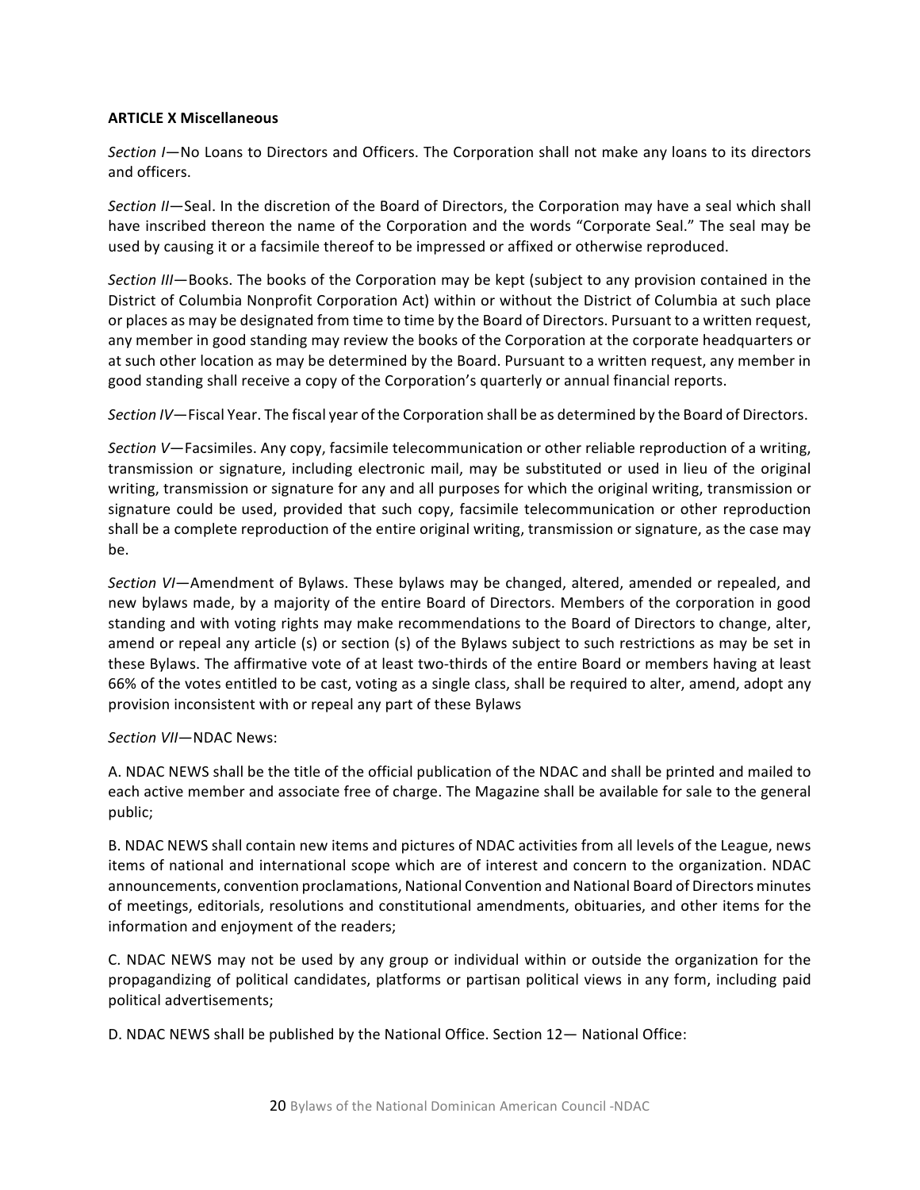**ARTICLE X Miscellaneous**

*Section I*—No Loans to Directors and Officers. The Corporation shall not make any loans to its directors and officers.

*Section II*—Seal. In the discretion of the Board of Directors, the Corporation may have a seal which shall have inscribed thereon the name of the Corporation and the words "Corporate Seal." The seal may be used by causing it or a facsimile thereof to be impressed or affixed or otherwise reproduced.

*Section III*—Books. The books of the Corporation may be kept (subject to any provision contained in the District of Columbia Nonprofit Corporation Act) within or without the District of Columbia at such place or places as may be designated from time to time by the Board of Directors. Pursuant to a written request, any member in good standing may review the books of the Corporation at the corporate headquarters or at such other location as may be determined by the Board. Pursuant to a written request, any member in good standing shall receive a copy of the Corporation's quarterly or annual financial reports.

*Section IV*—Fiscal Year. The fiscal year of the Corporation shall be as determined by the Board of Directors.

*Section V*—Facsimiles. Any copy, facsimile telecommunication or other reliable reproduction of a writing, transmission or signature, including electronic mail, may be substituted or used in lieu of the original writing, transmission or signature for any and all purposes for which the original writing, transmission or signature could be used, provided that such copy, facsimile telecommunication or other reproduction shall be a complete reproduction of the entire original writing, transmission or signature, as the case may be.

*Section VI*—Amendment of Bylaws. These bylaws may be changed, altered, amended or repealed, and new bylaws made, by a majority of the entire Board of Directors. Members of the corporation in good standing and with voting rights may make recommendations to the Board of Directors to change, alter, amend or repeal any article (s) or section (s) of the Bylaws subject to such restrictions as may be set in these Bylaws. The affirmative vote of at least two-thirds of the entire Board or members having at least 66% of the votes entitled to be cast, voting as a single class, shall be required to alter, amend, adopt any provision inconsistent with or repeal any part of these Bylaws

*Section VII*—NDAC News:

A. NDAC NEWS shall be the title of the official publication of the NDAC and shall be printed and mailed to each active member and associate free of charge. The Magazine shall be available for sale to the general public;

B. NDAC NEWS shall contain new items and pictures of NDAC activities from all levels of the League, news items of national and international scope which are of interest and concern to the organization. NDAC announcements, convention proclamations, National Convention and National Board of Directors minutes of meetings, editorials, resolutions and constitutional amendments, obituaries, and other items for the information and enjoyment of the readers;

C. NDAC NEWS may not be used by any group or individual within or outside the organization for the propagandizing of political candidates, platforms or partisan political views in any form, including paid political advertisements;

D. NDAC NEWS shall be published by the National Office. Section 12— National Office: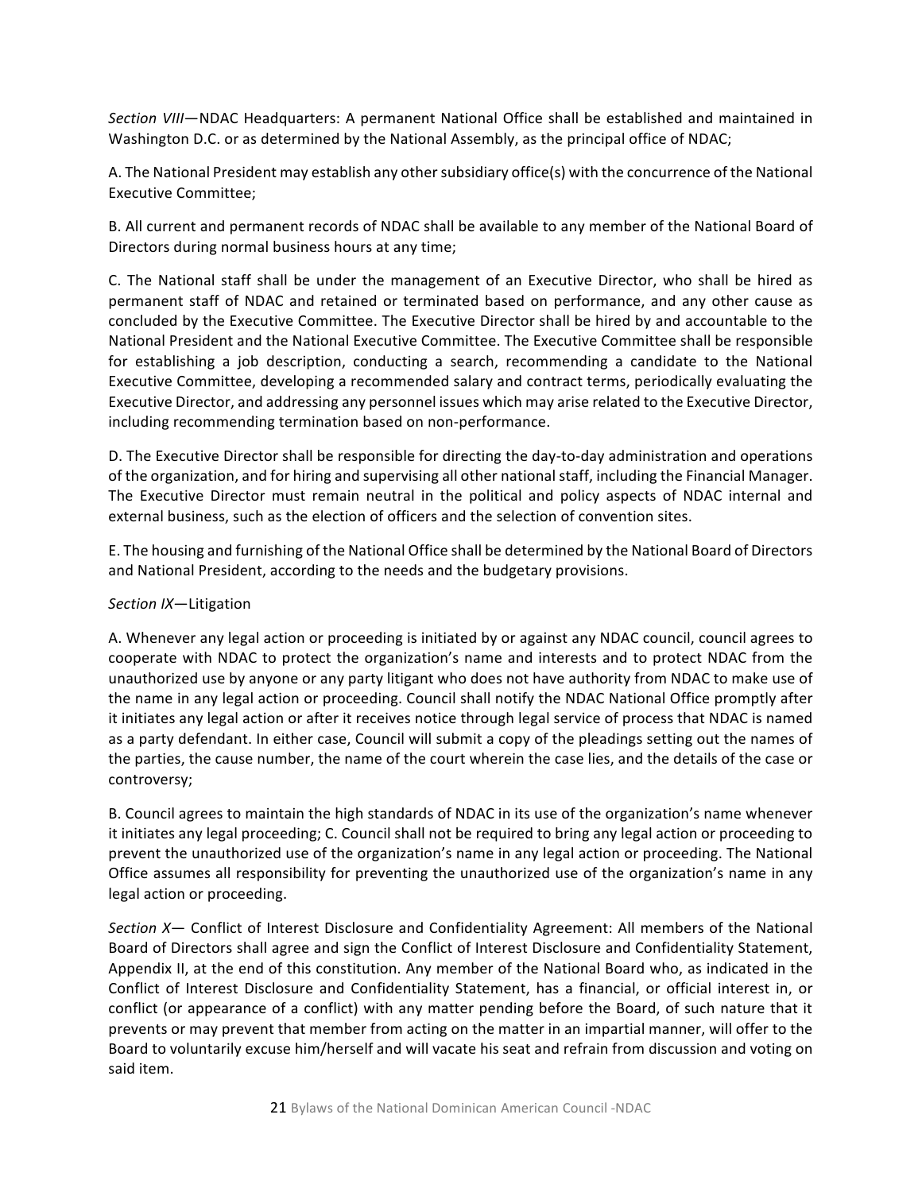*Section VIII*—NDAC Headquarters: A permanent National Office shall be established and maintained in Washington D.C. or as determined by the National Assembly, as the principal office of NDAC;

A. The National President may establish any other subsidiary office(s) with the concurrence of the National Executive Committee;

B. All current and permanent records of NDAC shall be available to any member of the National Board of Directors during normal business hours at any time;

C. The National staff shall be under the management of an Executive Director, who shall be hired as permanent staff of NDAC and retained or terminated based on performance, and any other cause as concluded by the Executive Committee. The Executive Director shall be hired by and accountable to the National President and the National Executive Committee. The Executive Committee shall be responsible for establishing a job description, conducting a search, recommending a candidate to the National Executive Committee, developing a recommended salary and contract terms, periodically evaluating the Executive Director, and addressing any personnel issues which may arise related to the Executive Director, including recommending termination based on non-performance.

D. The Executive Director shall be responsible for directing the day-to-day administration and operations of the organization, and for hiring and supervising all other national staff, including the Financial Manager. The Executive Director must remain neutral in the political and policy aspects of NDAC internal and external business, such as the election of officers and the selection of convention sites.

E. The housing and furnishing of the National Office shall be determined by the National Board of Directors and National President, according to the needs and the budgetary provisions.

*Section IX*—Litigation

A. Whenever any legal action or proceeding is initiated by or against any NDAC council, council agrees to cooperate with NDAC to protect the organization's name and interests and to protect NDAC from the unauthorized use by anyone or any party litigant who does not have authority from NDAC to make use of the name in any legal action or proceeding. Council shall notify the NDAC National Office promptly after it initiates any legal action or after it receives notice through legal service of process that NDAC is named as a party defendant. In either case, Council will submit a copy of the pleadings setting out the names of the parties, the cause number, the name of the court wherein the case lies, and the details of the case or controversy;

B. Council agrees to maintain the high standards of NDAC in its use of the organization's name whenever it initiates any legal proceeding; C. Council shall not be required to bring any legal action or proceeding to prevent the unauthorized use of the organization's name in any legal action or proceeding. The National Office assumes all responsibility for preventing the unauthorized use of the organization's name in any legal action or proceeding.

*Section X*— Conflict of Interest Disclosure and Confidentiality Agreement: All members of the National Board of Directors shall agree and sign the Conflict of Interest Disclosure and Confidentiality Statement, Appendix II, at the end of this constitution. Any member of the National Board who, as indicated in the Conflict of Interest Disclosure and Confidentiality Statement, has a financial, or official interest in, or conflict (or appearance of a conflict) with any matter pending before the Board, of such nature that it prevents or may prevent that member from acting on the matter in an impartial manner, will offer to the Board to voluntarily excuse him/herself and will vacate his seat and refrain from discussion and voting on said item.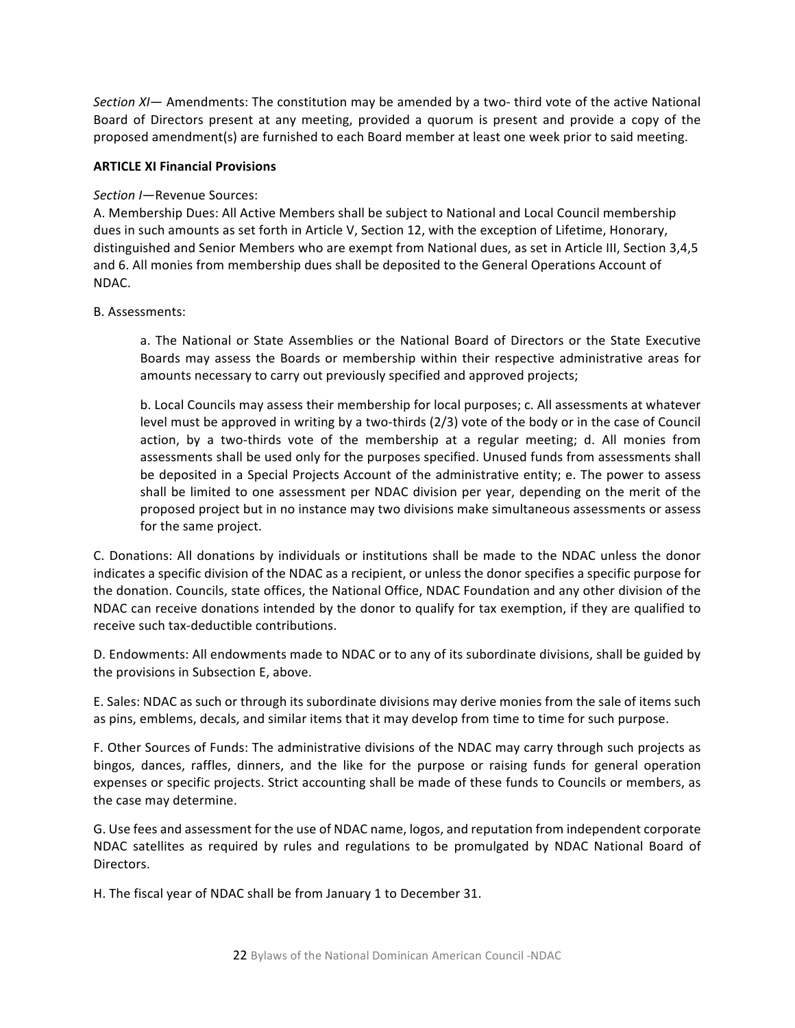*Section XI*— Amendments: The constitution may be amended by a two- third vote of the active National Board of Directors present at any meeting, provided a quorum is present and provide a copy of the proposed amendment(s) are furnished to each Board member at least one week prior to said meeting.

**ARTICLE XI Financial Provisions**

*Section I*—Revenue Sources:
A. Membership Dues: All Active Members shall be subject to National and Local Council membership dues in such amounts as set forth in Article V, Section 12, with the exception of Lifetime, Honorary, distinguished and Senior Members who are exempt from National dues, as set in Article III, Section 3,4,5 and 6. All monies from membership dues shall be deposited to the General Operations Account of NDAC.

B. Assessments:

> a. The National or State Assemblies or the National Board of Directors or the State Executive Boards may assess the Boards or membership within their respective administrative areas for amounts necessary to carry out previously specified and approved projects;
>
> b. Local Councils may assess their membership for local purposes; c. All assessments at whatever level must be approved in writing by a two-thirds (2/3) vote of the body or in the case of Council action, by a two-thirds vote of the membership at a regular meeting; d. All monies from assessments shall be used only for the purposes specified. Unused funds from assessments shall be deposited in a Special Projects Account of the administrative entity; e. The power to assess shall be limited to one assessment per NDAC division per year, depending on the merit of the proposed project but in no instance may two divisions make simultaneous assessments or assess for the same project.

C. Donations: All donations by individuals or institutions shall be made to the NDAC unless the donor indicates a specific division of the NDAC as a recipient, or unless the donor specifies a specific purpose for the donation. Councils, state offices, the National Office, NDAC Foundation and any other division of the NDAC can receive donations intended by the donor to qualify for tax exemption, if they are qualified to receive such tax-deductible contributions.

D. Endowments: All endowments made to NDAC or to any of its subordinate divisions, shall be guided by the provisions in Subsection E, above.

E. Sales: NDAC as such or through its subordinate divisions may derive monies from the sale of items such as pins, emblems, decals, and similar items that it may develop from time to time for such purpose.

F. Other Sources of Funds: The administrative divisions of the NDAC may carry through such projects as bingos, dances, raffles, dinners, and the like for the purpose or raising funds for general operation expenses or specific projects. Strict accounting shall be made of these funds to Councils or members, as the case may determine.

G. Use fees and assessment for the use of NDAC name, logos, and reputation from independent corporate NDAC satellites as required by rules and regulations to be promulgated by NDAC National Board of Directors.

H. The fiscal year of NDAC shall be from January 1 to December 31.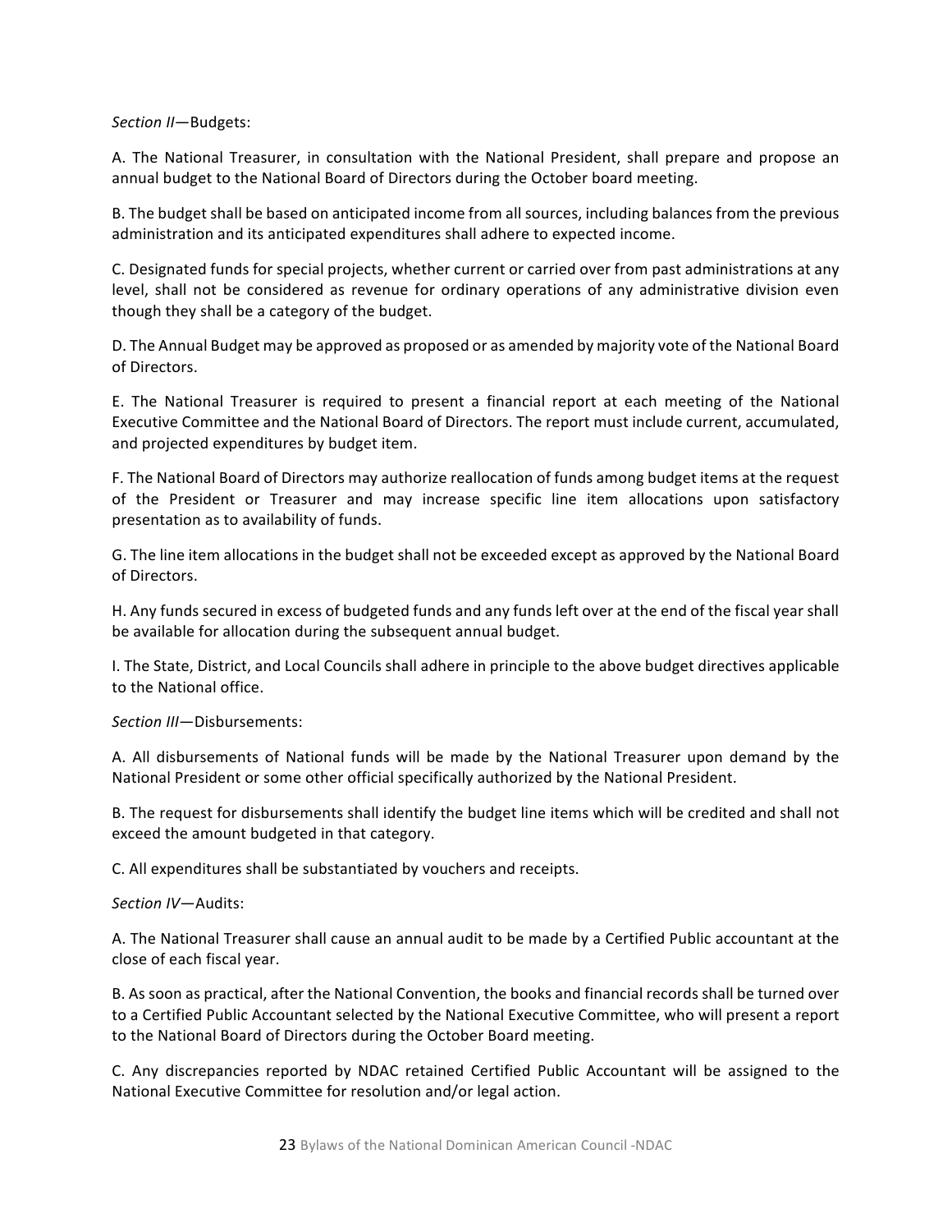*Section II*—Budgets:

A. The National Treasurer, in consultation with the National President, shall prepare and propose an annual budget to the National Board of Directors during the October board meeting.

B. The budget shall be based on anticipated income from all sources, including balances from the previous administration and its anticipated expenditures shall adhere to expected income.

C. Designated funds for special projects, whether current or carried over from past administrations at any level, shall not be considered as revenue for ordinary operations of any administrative division even though they shall be a category of the budget.

D. The Annual Budget may be approved as proposed or as amended by majority vote of the National Board of Directors.

E. The National Treasurer is required to present a financial report at each meeting of the National Executive Committee and the National Board of Directors. The report must include current, accumulated, and projected expenditures by budget item.

F. The National Board of Directors may authorize reallocation of funds among budget items at the request of the President or Treasurer and may increase specific line item allocations upon satisfactory presentation as to availability of funds.

G. The line item allocations in the budget shall not be exceeded except as approved by the National Board of Directors.

H. Any funds secured in excess of budgeted funds and any funds left over at the end of the fiscal year shall be available for allocation during the subsequent annual budget.

I. The State, District, and Local Councils shall adhere in principle to the above budget directives applicable to the National office.

*Section III*—Disbursements:

A. All disbursements of National funds will be made by the National Treasurer upon demand by the National President or some other official specifically authorized by the National President.

B. The request for disbursements shall identify the budget line items which will be credited and shall not exceed the amount budgeted in that category.

C. All expenditures shall be substantiated by vouchers and receipts.

*Section IV*—Audits:

A. The National Treasurer shall cause an annual audit to be made by a Certified Public accountant at the close of each fiscal year.

B. As soon as practical, after the National Convention, the books and financial records shall be turned over to a Certified Public Accountant selected by the National Executive Committee, who will present a report to the National Board of Directors during the October Board meeting.

C. Any discrepancies reported by NDAC retained Certified Public Accountant will be assigned to the National Executive Committee for resolution and/or legal action.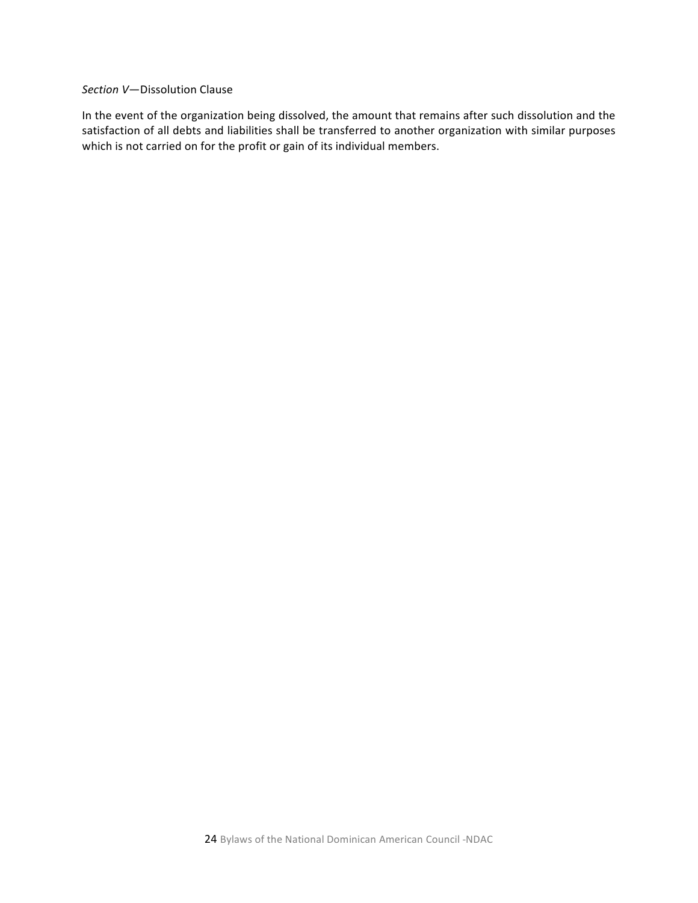*Section V*—Dissolution Clause

In the event of the organization being dissolved, the amount that remains after such dissolution and the satisfaction of all debts and liabilities shall be transferred to another organization with similar purposes which is not carried on for the profit or gain of its individual members.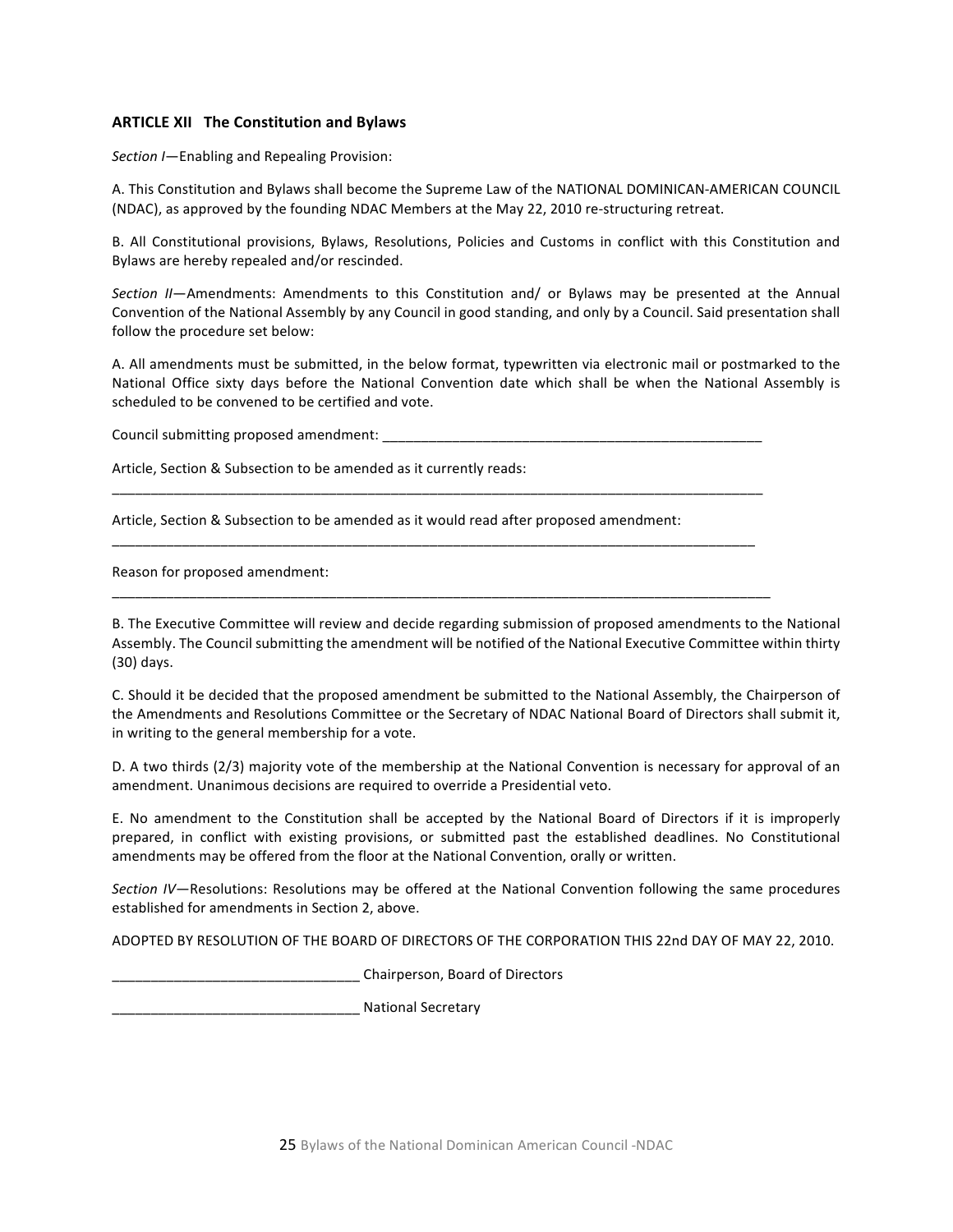### ARTICLE XII The Constitution and Bylaws

*Section I*—Enabling and Repealing Provision:

A. This Constitution and Bylaws shall become the Supreme Law of the NATIONAL DOMINICAN-AMERICAN COUNCIL (NDAC), as approved by the founding NDAC Members at the May 22, 2010 re-structuring retreat.

B. All Constitutional provisions, Bylaws, Resolutions, Policies and Customs in conflict with this Constitution and Bylaws are hereby repealed and/or rescinded.

*Section II*—Amendments: Amendments to this Constitution and/ or Bylaws may be presented at the Annual Convention of the National Assembly by any Council in good standing, and only by a Council. Said presentation shall follow the procedure set below:

A. All amendments must be submitted, in the below format, typewritten via electronic mail or postmarked to the National Office sixty days before the National Convention date which shall be when the National Assembly is scheduled to be convened to be certified and vote.

Council submitting proposed amendment: ___________________________________________________

Article, Section & Subsection to be amended as it currently reads:

___________________________________________________________________________________________

Article, Section & Subsection to be amended as it would read after proposed amendment:

___________________________________________________________________________________________

Reason for proposed amendment:

___________________________________________________________________________________________

B. The Executive Committee will review and decide regarding submission of proposed amendments to the National Assembly. The Council submitting the amendment will be notified of the National Executive Committee within thirty (30) days.

C. Should it be decided that the proposed amendment be submitted to the National Assembly, the Chairperson of the Amendments and Resolutions Committee or the Secretary of NDAC National Board of Directors shall submit it, in writing to the general membership for a vote.

D. A two thirds (2/3) majority vote of the membership at the National Convention is necessary for approval of an amendment. Unanimous decisions are required to override a Presidential veto.

E. No amendment to the Constitution shall be accepted by the National Board of Directors if it is improperly prepared, in conflict with existing provisions, or submitted past the established deadlines. No Constitutional amendments may be offered from the floor at the National Convention, orally or written.

*Section IV*—Resolutions: Resolutions may be offered at the National Convention following the same procedures established for amendments in Section 2, above.

ADOPTED BY RESOLUTION OF THE BOARD OF DIRECTORS OF THE CORPORATION THIS 22nd DAY OF MAY 22, 2010.

________________________________ Chairperson, Board of Directors

________________________________ National Secretary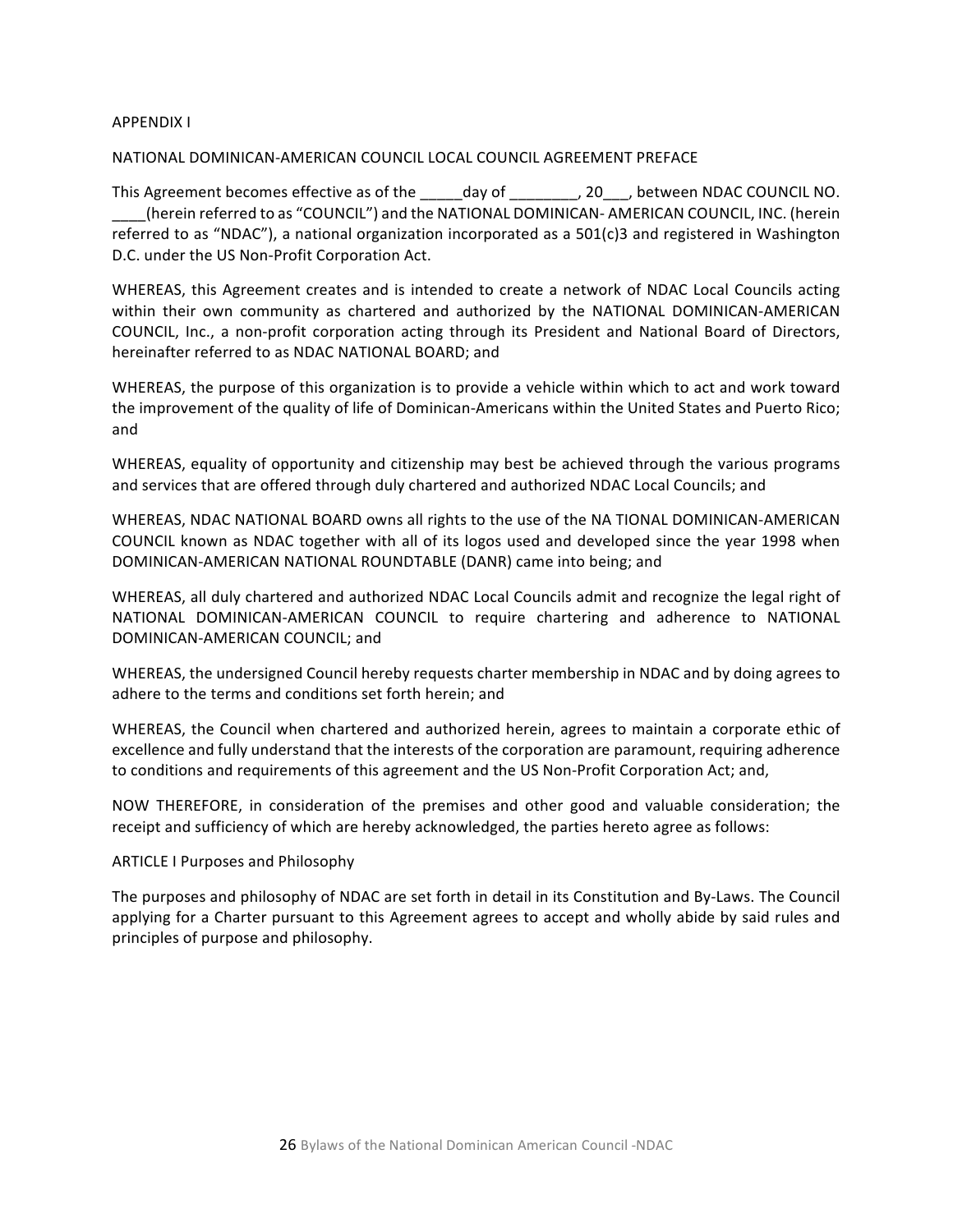APPENDIX I

NATIONAL DOMINICAN-AMERICAN COUNCIL LOCAL COUNCIL AGREEMENT PREFACE

This Agreement becomes effective as of the _____day of ________, 20___, between NDAC COUNCIL NO. ____(herein referred to as "COUNCIL") and the NATIONAL DOMINICAN- AMERICAN COUNCIL, INC. (herein referred to as "NDAC"), a national organization incorporated as a 501(c)3 and registered in Washington D.C. under the US Non-Profit Corporation Act.

WHEREAS, this Agreement creates and is intended to create a network of NDAC Local Councils acting within their own community as chartered and authorized by the NATIONAL DOMINICAN-AMERICAN COUNCIL, Inc., a non-profit corporation acting through its President and National Board of Directors, hereinafter referred to as NDAC NATIONAL BOARD; and

WHEREAS, the purpose of this organization is to provide a vehicle within which to act and work toward the improvement of the quality of life of Dominican-Americans within the United States and Puerto Rico; and

WHEREAS, equality of opportunity and citizenship may best be achieved through the various programs and services that are offered through duly chartered and authorized NDAC Local Councils; and

WHEREAS, NDAC NATIONAL BOARD owns all rights to the use of the NA TIONAL DOMINICAN-AMERICAN COUNCIL known as NDAC together with all of its logos used and developed since the year 1998 when DOMINICAN-AMERICAN NATIONAL ROUNDTABLE (DANR) came into being; and

WHEREAS, all duly chartered and authorized NDAC Local Councils admit and recognize the legal right of NATIONAL DOMINICAN-AMERICAN COUNCIL to require chartering and adherence to NATIONAL DOMINICAN-AMERICAN COUNCIL; and

WHEREAS, the undersigned Council hereby requests charter membership in NDAC and by doing agrees to adhere to the terms and conditions set forth herein; and

WHEREAS, the Council when chartered and authorized herein, agrees to maintain a corporate ethic of excellence and fully understand that the interests of the corporation are paramount, requiring adherence to conditions and requirements of this agreement and the US Non-Profit Corporation Act; and,

NOW THEREFORE, in consideration of the premises and other good and valuable consideration; the receipt and sufficiency of which are hereby acknowledged, the parties hereto agree as follows:

ARTICLE I Purposes and Philosophy

The purposes and philosophy of NDAC are set forth in detail in its Constitution and By-Laws. The Council applying for a Charter pursuant to this Agreement agrees to accept and wholly abide by said rules and principles of purpose and philosophy.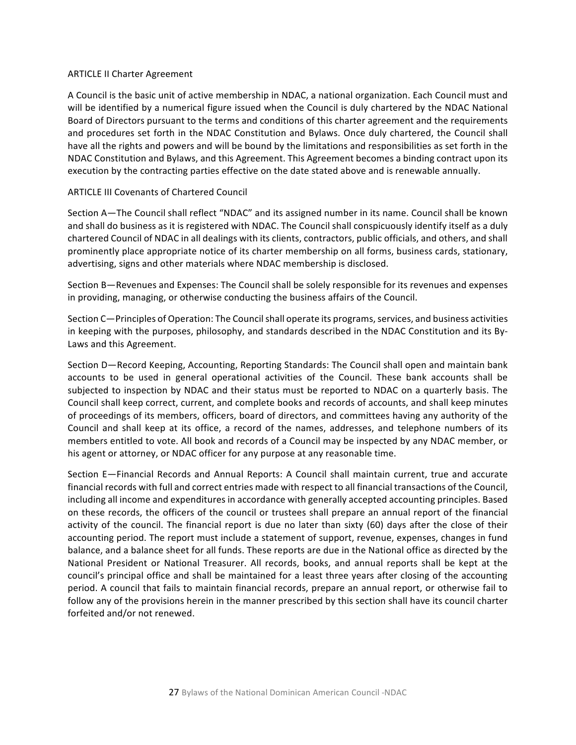## ARTICLE II Charter Agreement

A Council is the basic unit of active membership in NDAC, a national organization. Each Council must and will be identified by a numerical figure issued when the Council is duly chartered by the NDAC National Board of Directors pursuant to the terms and conditions of this charter agreement and the requirements and procedures set forth in the NDAC Constitution and Bylaws. Once duly chartered, the Council shall have all the rights and powers and will be bound by the limitations and responsibilities as set forth in the NDAC Constitution and Bylaws, and this Agreement. This Agreement becomes a binding contract upon its execution by the contracting parties effective on the date stated above and is renewable annually.

## ARTICLE III Covenants of Chartered Council

Section A—The Council shall reflect "NDAC" and its assigned number in its name. Council shall be known and shall do business as it is registered with NDAC. The Council shall conspicuously identify itself as a duly chartered Council of NDAC in all dealings with its clients, contractors, public officials, and others, and shall prominently place appropriate notice of its charter membership on all forms, business cards, stationary, advertising, signs and other materials where NDAC membership is disclosed.

Section B—Revenues and Expenses: The Council shall be solely responsible for its revenues and expenses in providing, managing, or otherwise conducting the business affairs of the Council.

Section C—Principles of Operation: The Council shall operate its programs, services, and business activities in keeping with the purposes, philosophy, and standards described in the NDAC Constitution and its By-Laws and this Agreement.

Section D—Record Keeping, Accounting, Reporting Standards: The Council shall open and maintain bank accounts to be used in general operational activities of the Council. These bank accounts shall be subjected to inspection by NDAC and their status must be reported to NDAC on a quarterly basis. The Council shall keep correct, current, and complete books and records of accounts, and shall keep minutes of proceedings of its members, officers, board of directors, and committees having any authority of the Council and shall keep at its office, a record of the names, addresses, and telephone numbers of its members entitled to vote. All book and records of a Council may be inspected by any NDAC member, or his agent or attorney, or NDAC officer for any purpose at any reasonable time.

Section E—Financial Records and Annual Reports: A Council shall maintain current, true and accurate financial records with full and correct entries made with respect to all financial transactions of the Council, including all income and expenditures in accordance with generally accepted accounting principles. Based on these records, the officers of the council or trustees shall prepare an annual report of the financial activity of the council. The financial report is due no later than sixty (60) days after the close of their accounting period. The report must include a statement of support, revenue, expenses, changes in fund balance, and a balance sheet for all funds. These reports are due in the National office as directed by the National President or National Treasurer. All records, books, and annual reports shall be kept at the council's principal office and shall be maintained for a least three years after closing of the accounting period. A council that fails to maintain financial records, prepare an annual report, or otherwise fail to follow any of the provisions herein in the manner prescribed by this section shall have its council charter forfeited and/or not renewed.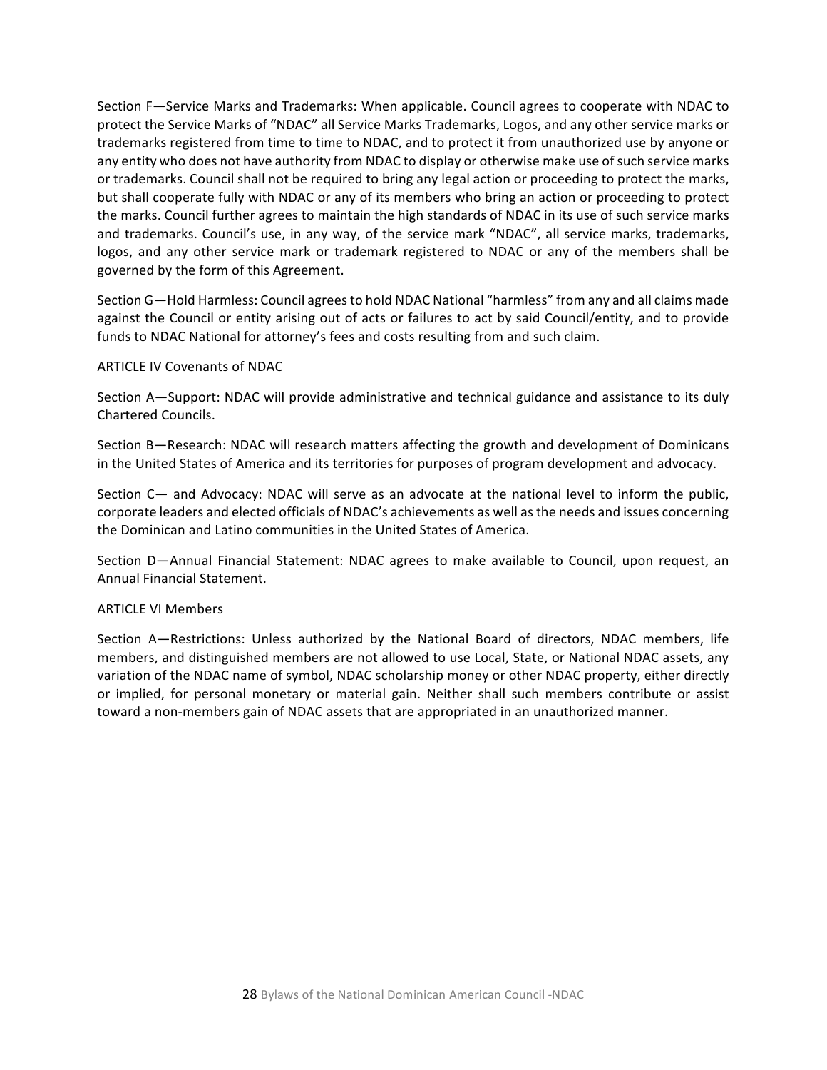Section F—Service Marks and Trademarks: When applicable. Council agrees to cooperate with NDAC to protect the Service Marks of "NDAC" all Service Marks Trademarks, Logos, and any other service marks or trademarks registered from time to time to NDAC, and to protect it from unauthorized use by anyone or any entity who does not have authority from NDAC to display or otherwise make use of such service marks or trademarks. Council shall not be required to bring any legal action or proceeding to protect the marks, but shall cooperate fully with NDAC or any of its members who bring an action or proceeding to protect the marks. Council further agrees to maintain the high standards of NDAC in its use of such service marks and trademarks. Council's use, in any way, of the service mark "NDAC", all service marks, trademarks, logos, and any other service mark or trademark registered to NDAC or any of the members shall be governed by the form of this Agreement.

Section G—Hold Harmless: Council agrees to hold NDAC National "harmless" from any and all claims made against the Council or entity arising out of acts or failures to act by said Council/entity, and to provide funds to NDAC National for attorney's fees and costs resulting from and such claim.

ARTICLE IV Covenants of NDAC

Section A—Support: NDAC will provide administrative and technical guidance and assistance to its duly Chartered Councils.

Section B—Research: NDAC will research matters affecting the growth and development of Dominicans in the United States of America and its territories for purposes of program development and advocacy.

Section C— and Advocacy: NDAC will serve as an advocate at the national level to inform the public, corporate leaders and elected officials of NDAC's achievements as well as the needs and issues concerning the Dominican and Latino communities in the United States of America.

Section D—Annual Financial Statement: NDAC agrees to make available to Council, upon request, an Annual Financial Statement.

ARTICLE VI Members

Section A—Restrictions: Unless authorized by the National Board of directors, NDAC members, life members, and distinguished members are not allowed to use Local, State, or National NDAC assets, any variation of the NDAC name of symbol, NDAC scholarship money or other NDAC property, either directly or implied, for personal monetary or material gain. Neither shall such members contribute or assist toward a non-members gain of NDAC assets that are appropriated in an unauthorized manner.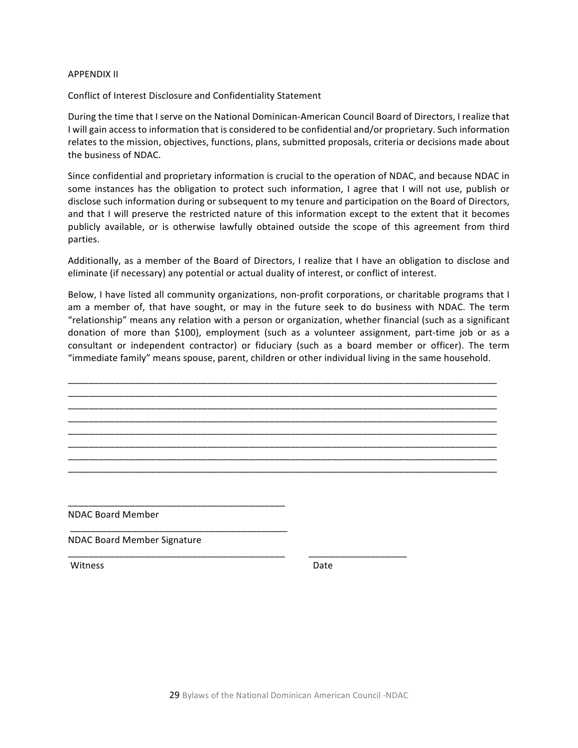APPENDIX II

Conflict of Interest Disclosure and Confidentiality Statement

During the time that I serve on the National Dominican-American Council Board of Directors, I realize that I will gain access to information that is considered to be confidential and/or proprietary. Such information relates to the mission, objectives, functions, plans, submitted proposals, criteria or decisions made about the business of NDAC.

Since confidential and proprietary information is crucial to the operation of NDAC, and because NDAC in some instances has the obligation to protect such information, I agree that I will not use, publish or disclose such information during or subsequent to my tenure and participation on the Board of Directors, and that I will preserve the restricted nature of this information except to the extent that it becomes publicly available, or is otherwise lawfully obtained outside the scope of this agreement from third parties.

Additionally, as a member of the Board of Directors, I realize that I have an obligation to disclose and eliminate (if necessary) any potential or actual duality of interest, or conflict of interest.

Below, I have listed all community organizations, non-profit corporations, or charitable programs that I am a member of, that have sought, or may in the future seek to do business with NDAC. The term "relationship" means any relation with a person or organization, whether financial (such as a significant donation of more than $100), employment (such as a volunteer assignment, part-time job or as a consultant or independent contractor) or fiduciary (such as a board member or officer). The term "immediate family" means spouse, parent, children or other individual living in the same household.

______________________________________________________________________________________
______________________________________________________________________________________
______________________________________________________________________________________
______________________________________________________________________________________
______________________________________________________________________________________
______________________________________________________________________________________
______________________________________________________________________________________
______________________________________________________________________________________

___________________________________________
NDAC Board Member

___________________________________________
NDAC Board Member Signature

___________________________________________ ___________________
Witness Date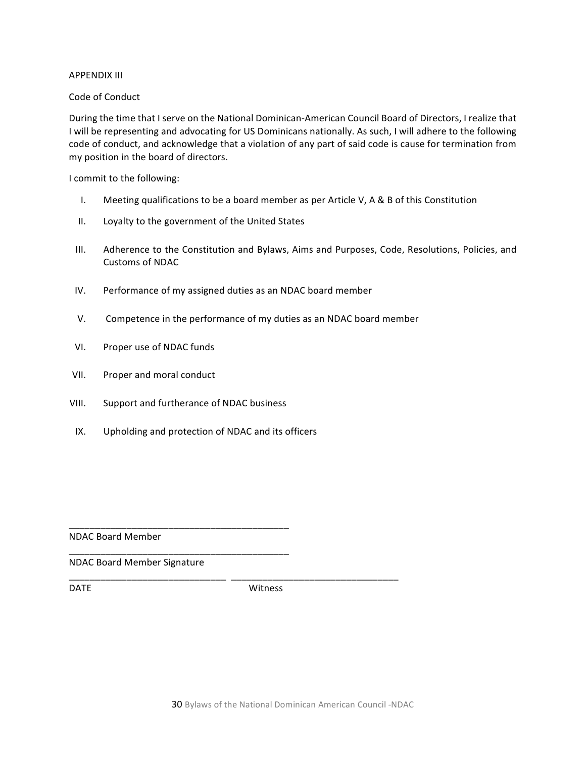APPENDIX III

Code of Conduct

During the time that I serve on the National Dominican-American Council Board of Directors, I realize that I will be representing and advocating for US Dominicans nationally. As such, I will adhere to the following code of conduct, and acknowledge that a violation of any part of said code is cause for termination from my position in the board of directors.

I commit to the following:

I. Meeting qualifications to be a board member as per Article V, A & B of this Constitution

II. Loyalty to the government of the United States

III. Adherence to the Constitution and Bylaws, Aims and Purposes, Code, Resolutions, Policies, and Customs of NDAC

IV. Performance of my assigned duties as an NDAC board member

V. Competence in the performance of my duties as an NDAC board member

VI. Proper use of NDAC funds

VII. Proper and moral conduct

VIII. Support and furtherance of NDAC business

IX. Upholding and protection of NDAC and its officers

\_\_\_\_\_\_\_\_\_\_\_\_\_\_\_\_\_\_\_\_\_\_\_\_\_\_\_\_\_\_\_\_\_\_\_\_\_\_\_\_\_\_\_

NDAC Board Member

\_\_\_\_\_\_\_\_\_\_\_\_\_\_\_\_\_\_\_\_\_\_\_\_\_\_\_\_\_\_\_\_\_\_\_\_\_\_\_\_\_\_\_

NDAC Board Member Signature

\_\_\_\_\_\_\_\_\_\_\_\_\_\_\_\_\_\_\_\_\_\_\_\_\_\_\_\_\_\_ \_\_\_\_\_\_\_\_\_\_\_\_\_\_\_\_\_\_\_\_\_\_\_\_\_\_\_\_\_\_\_\_

DATE Witness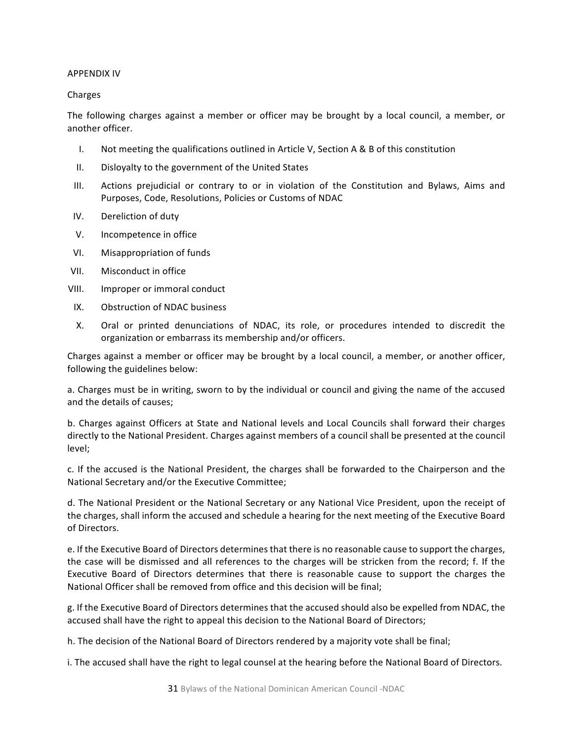APPENDIX IV

Charges

The following charges against a member or officer may be brought by a local council, a member, or another officer.

I. Not meeting the qualifications outlined in Article V, Section A & B of this constitution
II. Disloyalty to the government of the United States
III. Actions prejudicial or contrary to or in violation of the Constitution and Bylaws, Aims and Purposes, Code, Resolutions, Policies or Customs of NDAC
IV. Dereliction of duty
V. Incompetence in office
VI. Misappropriation of funds
VII. Misconduct in office
VIII. Improper or immoral conduct
IX. Obstruction of NDAC business
X. Oral or printed denunciations of NDAC, its role, or procedures intended to discredit the organization or embarrass its membership and/or officers.

Charges against a member or officer may be brought by a local council, a member, or another officer, following the guidelines below:

a. Charges must be in writing, sworn to by the individual or council and giving the name of the accused and the details of causes;

b. Charges against Officers at State and National levels and Local Councils shall forward their charges directly to the National President. Charges against members of a council shall be presented at the council level;

c. If the accused is the National President, the charges shall be forwarded to the Chairperson and the National Secretary and/or the Executive Committee;

d. The National President or the National Secretary or any National Vice President, upon the receipt of the charges, shall inform the accused and schedule a hearing for the next meeting of the Executive Board of Directors.

e. If the Executive Board of Directors determines that there is no reasonable cause to support the charges, the case will be dismissed and all references to the charges will be stricken from the record; f. If the Executive Board of Directors determines that there is reasonable cause to support the charges the National Officer shall be removed from office and this decision will be final;

g. If the Executive Board of Directors determines that the accused should also be expelled from NDAC, the accused shall have the right to appeal this decision to the National Board of Directors;

h. The decision of the National Board of Directors rendered by a majority vote shall be final;

i. The accused shall have the right to legal counsel at the hearing before the National Board of Directors.